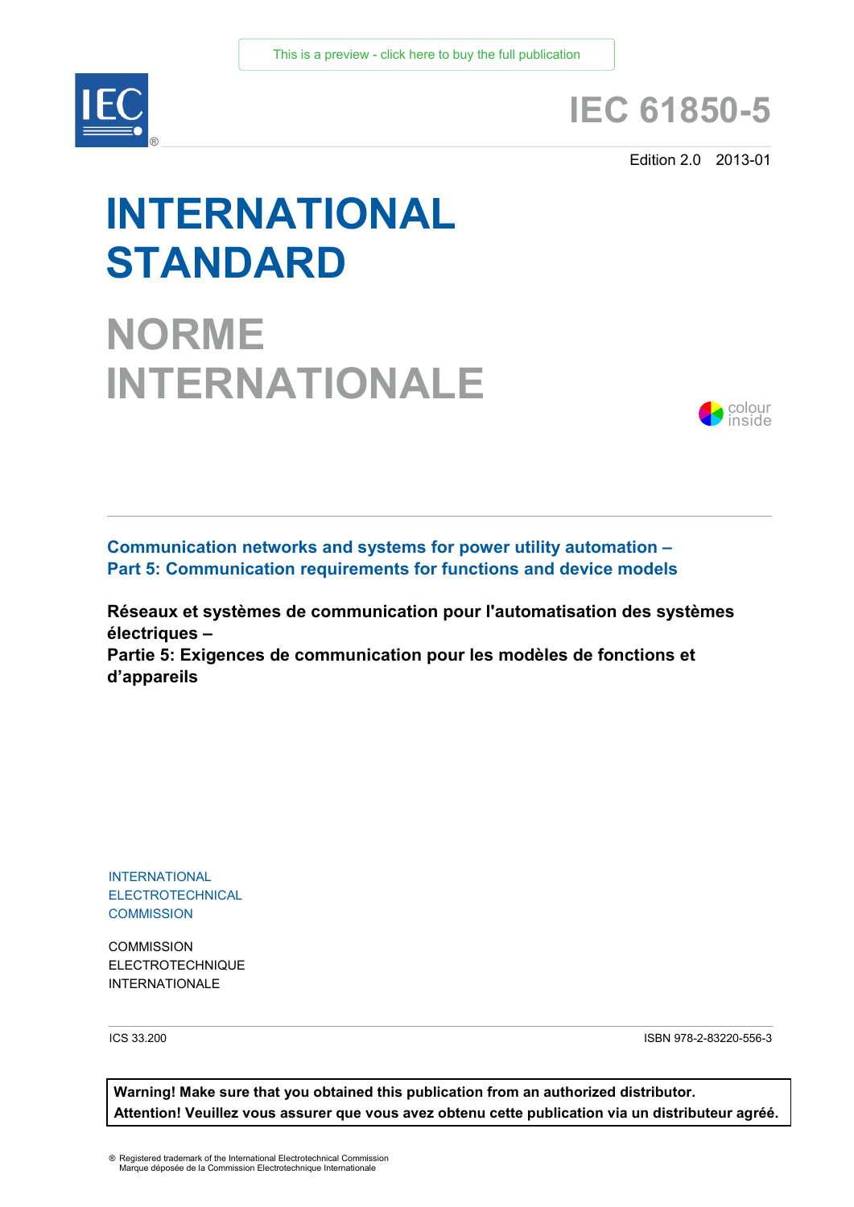This is a preview - click here to buy the full publication

# IEC 61850-5

Edition 2.0 2013-01

# INTERNATIONAL STANDARD

# NORME INTERNATIONALE

colour inside

**Communication networks and systems for power utility automation –**
**Part 5: Communication requirements for functions and device models**

**Réseaux et systèmes de communication pour l'automatisation des systèmes électriques –**
**Partie 5: Exigences de communication pour les modèles de fonctions et d'appareils**

INTERNATIONAL
ELECTROTECHNICAL
COMMISSION

COMMISSION
ELECTROTECHNIQUE
INTERNATIONALE

ICS 33.200

ISBN 978-2-83220-556-3

**Warning! Make sure that you obtained this publication from an authorized distributor.**
**Attention! Veuillez vous assurer que vous avez obtenu cette publication via un distributeur agréé.**

® Registered trademark of the International Electrotechnical Commission
Marque déposée de la Commission Electrotechnique Internationale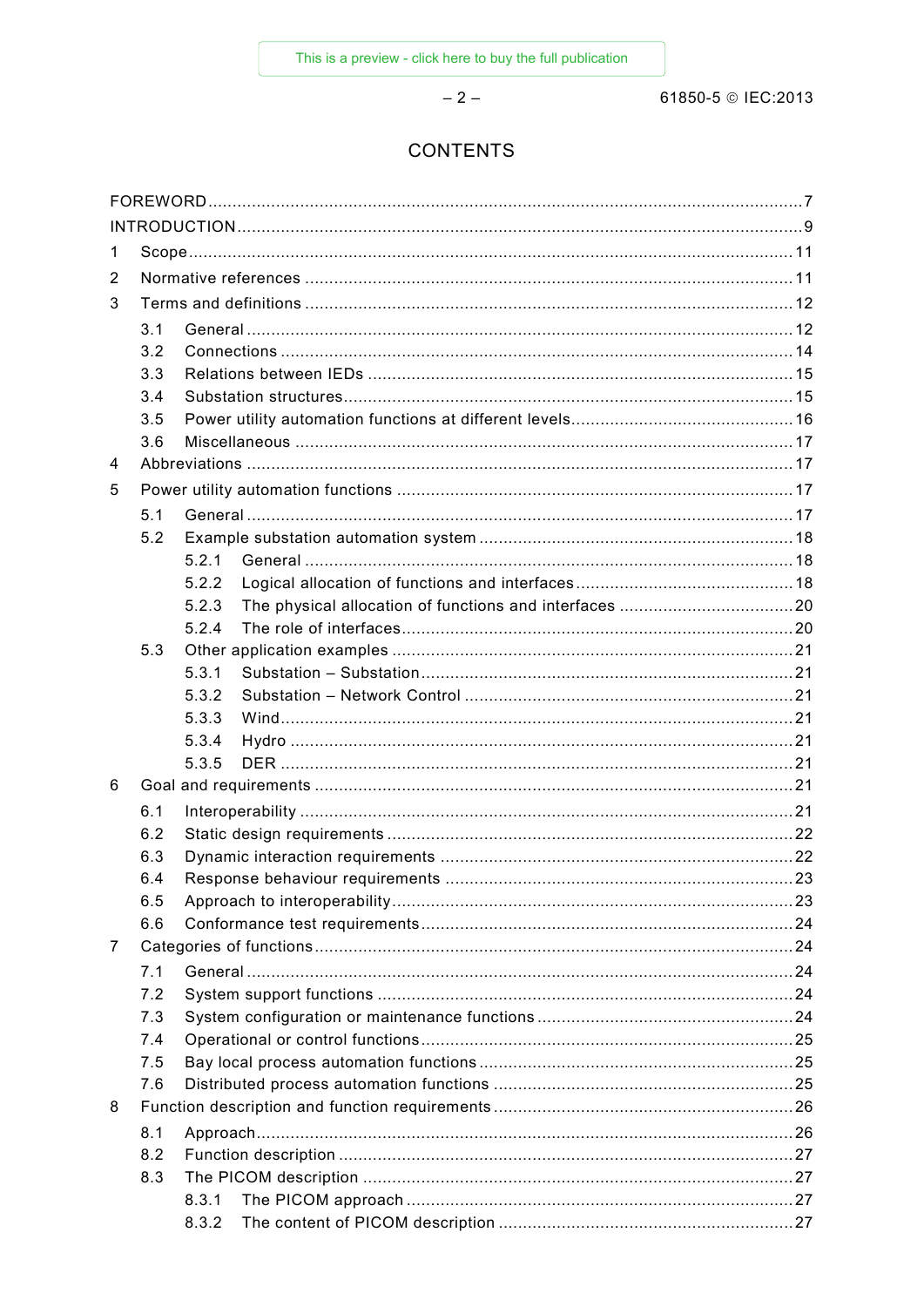# CONTENTS

FOREWORD .......... 7
INTRODUCTION .......... 9
1 Scope .......... 11
2 Normative references .......... 11
3 Terms and definitions .......... 12
 3.1 General .......... 12
 3.2 Connections .......... 14
 3.3 Relations between IEDs .......... 15
 3.4 Substation structures .......... 15
 3.5 Power utility automation functions at different levels .......... 16
 3.6 Miscellaneous .......... 17
4 Abbreviations .......... 17
5 Power utility automation functions .......... 17
 5.1 General .......... 17
 5.2 Example substation automation system .......... 18
  5.2.1 General .......... 18
  5.2.2 Logical allocation of functions and interfaces .......... 18
  5.2.3 The physical allocation of functions and interfaces .......... 20
  5.2.4 The role of interfaces .......... 20
 5.3 Other application examples .......... 21
  5.3.1 Substation – Substation .......... 21
  5.3.2 Substation – Network Control .......... 21
  5.3.3 Wind .......... 21
  5.3.4 Hydro .......... 21
  5.3.5 DER .......... 21
6 Goal and requirements .......... 21
 6.1 Interoperability .......... 21
 6.2 Static design requirements .......... 22
 6.3 Dynamic interaction requirements .......... 22
 6.4 Response behaviour requirements .......... 23
 6.5 Approach to interoperability .......... 23
 6.6 Conformance test requirements .......... 24
7 Categories of functions .......... 24
 7.1 General .......... 24
 7.2 System support functions .......... 24
 7.3 System configuration or maintenance functions .......... 24
 7.4 Operational or control functions .......... 25
 7.5 Bay local process automation functions .......... 25
 7.6 Distributed process automation functions .......... 25
8 Function description and function requirements .......... 26
 8.1 Approach .......... 26
 8.2 Function description .......... 27
 8.3 The PICOM description .......... 27
  8.3.1 The PICOM approach .......... 27
  8.3.2 The content of PICOM description .......... 27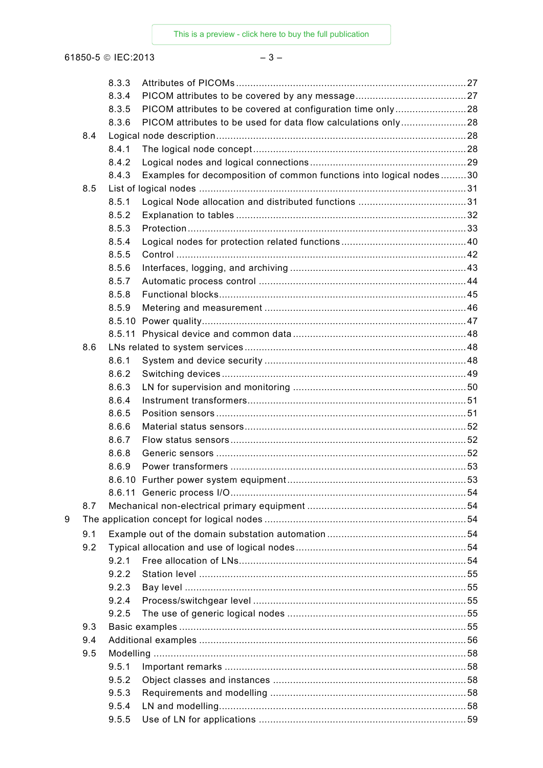8.3.3 Attributes of PICOMs ..... 27
8.3.4 PICOM attributes to be covered by any message ..... 27
8.3.5 PICOM attributes to be covered at configuration time only ..... 28
8.3.6 PICOM attributes to be used for data flow calculations only ..... 28
8.4 Logical node description ..... 28
8.4.1 The logical node concept ..... 28
8.4.2 Logical nodes and logical connections ..... 29
8.4.3 Examples for decomposition of common functions into logical nodes ..... 30
8.5 List of logical nodes ..... 31
8.5.1 Logical Node allocation and distributed functions ..... 31
8.5.2 Explanation to tables ..... 32
8.5.3 Protection ..... 33
8.5.4 Logical nodes for protection related functions ..... 40
8.5.5 Control ..... 42
8.5.6 Interfaces, logging, and archiving ..... 43
8.5.7 Automatic process control ..... 44
8.5.8 Functional blocks ..... 45
8.5.9 Metering and measurement ..... 46
8.5.10 Power quality ..... 47
8.5.11 Physical device and common data ..... 48
8.6 LNs related to system services ..... 48
8.6.1 System and device security ..... 48
8.6.2 Switching devices ..... 49
8.6.3 LN for supervision and monitoring ..... 50
8.6.4 Instrument transformers ..... 51
8.6.5 Position sensors ..... 51
8.6.6 Material status sensors ..... 52
8.6.7 Flow status sensors ..... 52
8.6.8 Generic sensors ..... 52
8.6.9 Power transformers ..... 53
8.6.10 Further power system equipment ..... 53
8.6.11 Generic process I/O ..... 54
8.7 Mechanical non-electrical primary equipment ..... 54
9 The application concept for logical nodes ..... 54
9.1 Example out of the domain substation automation ..... 54
9.2 Typical allocation and use of logical nodes ..... 54
9.2.1 Free allocation of LNs ..... 54
9.2.2 Station level ..... 55
9.2.3 Bay level ..... 55
9.2.4 Process/switchgear level ..... 55
9.2.5 The use of generic logical nodes ..... 55
9.3 Basic examples ..... 55
9.4 Additional examples ..... 56
9.5 Modelling ..... 58
9.5.1 Important remarks ..... 58
9.5.2 Object classes and instances ..... 58
9.5.3 Requirements and modelling ..... 58
9.5.4 LN and modelling ..... 58
9.5.5 Use of LN for applications ..... 59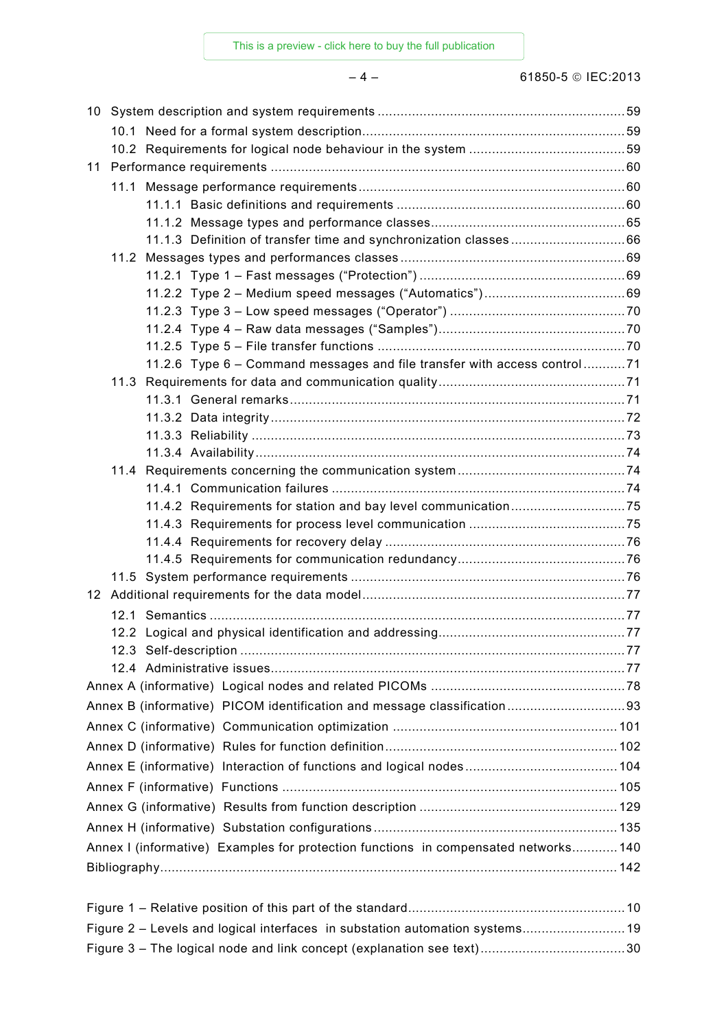10 System description and system requirements ..... 59
- 10.1 Need for a formal system description ..... 59
- 10.2 Requirements for logical node behaviour in the system ..... 59

11 Performance requirements ..... 60
- 11.1 Message performance requirements ..... 60
  - 11.1.1 Basic definitions and requirements ..... 60
  - 11.1.2 Message types and performance classes ..... 65
  - 11.1.3 Definition of transfer time and synchronization classes ..... 66
- 11.2 Messages types and performances classes ..... 69
  - 11.2.1 Type 1 – Fast messages ("Protection") ..... 69
  - 11.2.2 Type 2 – Medium speed messages ("Automatics") ..... 69
  - 11.2.3 Type 3 – Low speed messages ("Operator") ..... 70
  - 11.2.4 Type 4 – Raw data messages ("Samples") ..... 70
  - 11.2.5 Type 5 – File transfer functions ..... 70
  - 11.2.6 Type 6 – Command messages and file transfer with access control ..... 71
- 11.3 Requirements for data and communication quality ..... 71
  - 11.3.1 General remarks ..... 71
  - 11.3.2 Data integrity ..... 72
  - 11.3.3 Reliability ..... 73
  - 11.3.4 Availability ..... 74
- 11.4 Requirements concerning the communication system ..... 74
  - 11.4.1 Communication failures ..... 74
  - 11.4.2 Requirements for station and bay level communication ..... 75
  - 11.4.3 Requirements for process level communication ..... 75
  - 11.4.4 Requirements for recovery delay ..... 76
  - 11.4.5 Requirements for communication redundancy ..... 76
- 11.5 System performance requirements ..... 76

12 Additional requirements for the data model ..... 77
- 12.1 Semantics ..... 77
- 12.2 Logical and physical identification and addressing ..... 77
- 12.3 Self-description ..... 77
- 12.4 Administrative issues ..... 77

Annex A (informative) Logical nodes and related PICOMs ..... 78

Annex B (informative) PICOM identification and message classification ..... 93

Annex C (informative) Communication optimization ..... 101

Annex D (informative) Rules for function definition ..... 102

Annex E (informative) Interaction of functions and logical nodes ..... 104

Annex F (informative) Functions ..... 105

Annex G (informative) Results from function description ..... 129

Annex H (informative) Substation configurations ..... 135

Annex I (informative) Examples for protection functions in compensated networks ..... 140

Bibliography ..... 142

Figure 1 – Relative position of this part of the standard ..... 10

Figure 2 – Levels and logical interfaces in substation automation systems ..... 19

Figure 3 – The logical node and link concept (explanation see text) ..... 30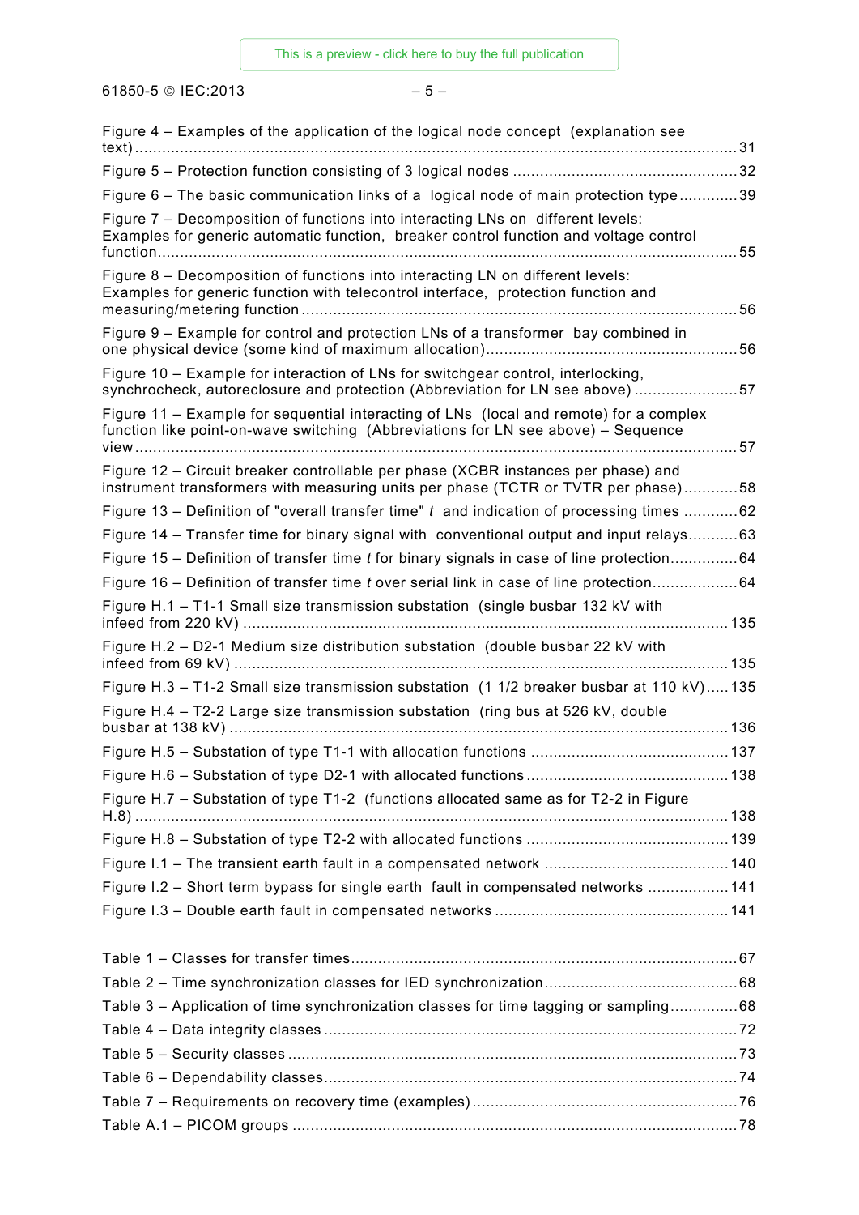Figure 4 – Examples of the application of the logical node concept (explanation see text) ... 31

Figure 5 – Protection function consisting of 3 logical nodes ... 32

Figure 6 – The basic communication links of a logical node of main protection type ... 39

Figure 7 – Decomposition of functions into interacting LNs on different levels: Examples for generic automatic function, breaker control function and voltage control function ... 55

Figure 8 – Decomposition of functions into interacting LN on different levels: Examples for generic function with telecontrol interface, protection function and measuring/metering function ... 56

Figure 9 – Example for control and protection LNs of a transformer bay combined in one physical device (some kind of maximum allocation) ... 56

Figure 10 – Example for interaction of LNs for switchgear control, interlocking, synchrocheck, autoreclosure and protection (Abbreviation for LN see above) ... 57

Figure 11 – Example for sequential interacting of LNs (local and remote) for a complex function like point-on-wave switching (Abbreviations for LN see above) – Sequence view ... 57

Figure 12 – Circuit breaker controllable per phase (XCBR instances per phase) and instrument transformers with measuring units per phase (TCTR or TVTR per phase) ... 58

Figure 13 – Definition of "overall transfer time" *t* and indication of processing times ... 62

Figure 14 – Transfer time for binary signal with conventional output and input relays ... 63

Figure 15 – Definition of transfer time *t* for binary signals in case of line protection ... 64

Figure 16 – Definition of transfer time *t* over serial link in case of line protection ... 64

Figure H.1 – T1-1 Small size transmission substation (single busbar 132 kV with infeed from 220 kV) ... 135

Figure H.2 – D2-1 Medium size distribution substation (double busbar 22 kV with infeed from 69 kV) ... 135

Figure H.3 – T1-2 Small size transmission substation (1 1/2 breaker busbar at 110 kV) ... 135

Figure H.4 – T2-2 Large size transmission substation (ring bus at 526 kV, double busbar at 138 kV) ... 136

Figure H.5 – Substation of type T1-1 with allocation functions ... 137

Figure H.6 – Substation of type D2-1 with allocated functions ... 138

Figure H.7 – Substation of type T1-2 (functions allocated same as for T2-2 in Figure H.8) ... 138

Figure H.8 – Substation of type T2-2 with allocated functions ... 139

Figure I.1 – The transient earth fault in a compensated network ... 140

Figure I.2 – Short term bypass for single earth fault in compensated networks ... 141

Figure I.3 – Double earth fault in compensated networks ... 141

Table 1 – Classes for transfer times ... 67

Table 2 – Time synchronization classes for IED synchronization ... 68

Table 3 – Application of time synchronization classes for time tagging or sampling ... 68

Table 4 – Data integrity classes ... 72

Table 5 – Security classes ... 73

Table 6 – Dependability classes ... 74

Table 7 – Requirements on recovery time (examples) ... 76

Table A.1 – PICOM groups ... 78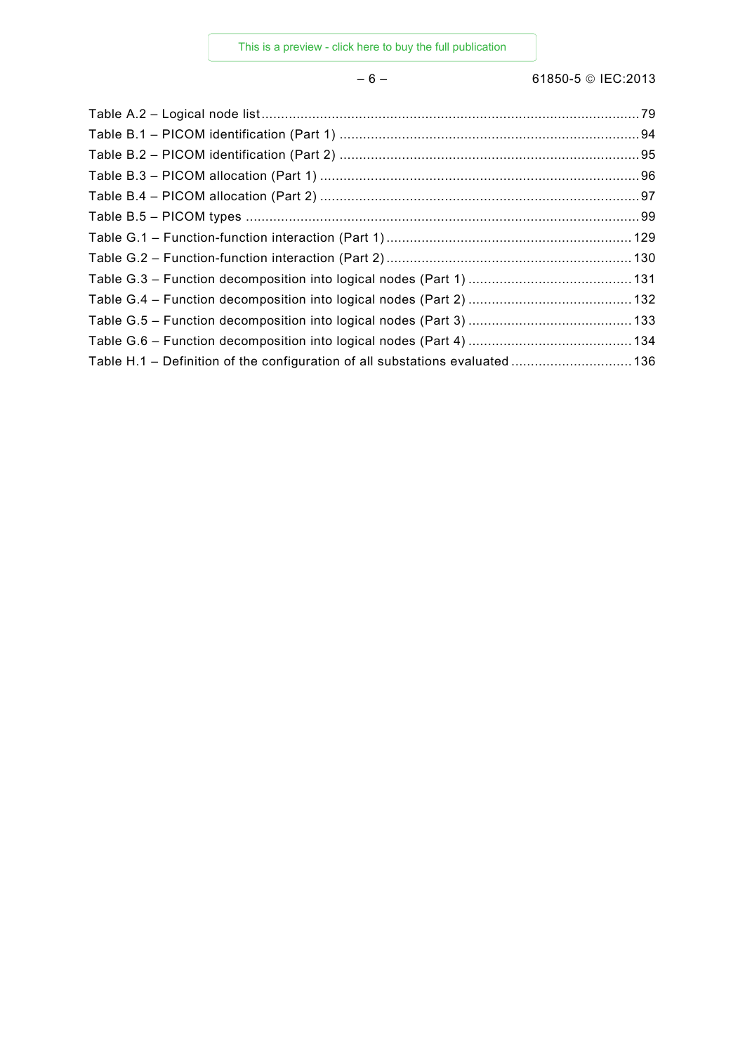Table A.2 – Logical node list ..... 79
Table B.1 – PICOM identification (Part 1) ..... 94
Table B.2 – PICOM identification (Part 2) ..... 95
Table B.3 – PICOM allocation (Part 1) ..... 96
Table B.4 – PICOM allocation (Part 2) ..... 97
Table B.5 – PICOM types ..... 99
Table G.1 – Function-function interaction (Part 1) ..... 129
Table G.2 – Function-function interaction (Part 2) ..... 130
Table G.3 – Function decomposition into logical nodes (Part 1) ..... 131
Table G.4 – Function decomposition into logical nodes (Part 2) ..... 132
Table G.5 – Function decomposition into logical nodes (Part 3) ..... 133
Table G.6 – Function decomposition into logical nodes (Part 4) ..... 134
Table H.1 – Definition of the configuration of all substations evaluated ..... 136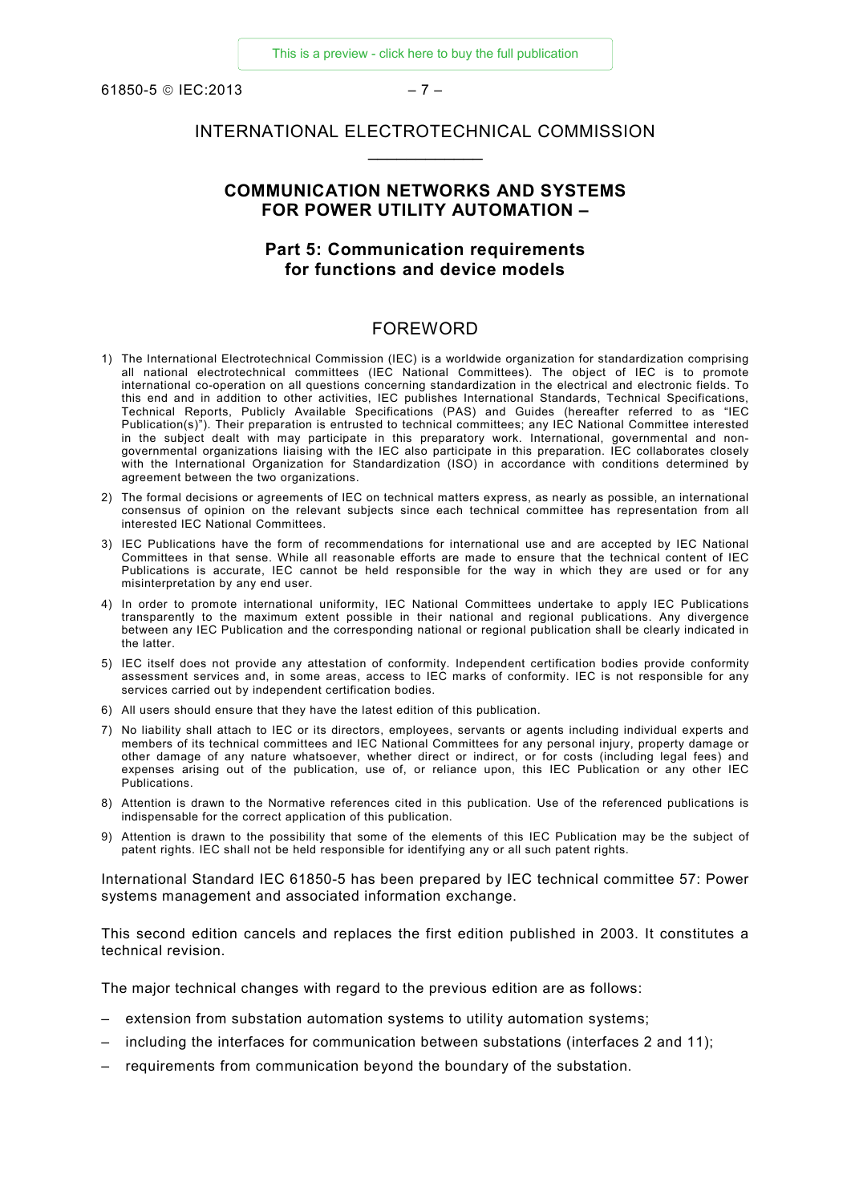# INTERNATIONAL ELECTROTECHNICAL COMMISSION

## COMMUNICATION NETWORKS AND SYSTEMS FOR POWER UTILITY AUTOMATION –

## Part 5: Communication requirements for functions and device models

## FOREWORD

1) The International Electrotechnical Commission (IEC) is a worldwide organization for standardization comprising all national electrotechnical committees (IEC National Committees). The object of IEC is to promote international co-operation on all questions concerning standardization in the electrical and electronic fields. To this end and in addition to other activities, IEC publishes International Standards, Technical Specifications, Technical Reports, Publicly Available Specifications (PAS) and Guides (hereafter referred to as "IEC Publication(s)"). Their preparation is entrusted to technical committees; any IEC National Committee interested in the subject dealt with may participate in this preparatory work. International, governmental and non-governmental organizations liaising with the IEC also participate in this preparation. IEC collaborates closely with the International Organization for Standardization (ISO) in accordance with conditions determined by agreement between the two organizations.
2) The formal decisions or agreements of IEC on technical matters express, as nearly as possible, an international consensus of opinion on the relevant subjects since each technical committee has representation from all interested IEC National Committees.
3) IEC Publications have the form of recommendations for international use and are accepted by IEC National Committees in that sense. While all reasonable efforts are made to ensure that the technical content of IEC Publications is accurate, IEC cannot be held responsible for the way in which they are used or for any misinterpretation by any end user.
4) In order to promote international uniformity, IEC National Committees undertake to apply IEC Publications transparently to the maximum extent possible in their national and regional publications. Any divergence between any IEC Publication and the corresponding national or regional publication shall be clearly indicated in the latter.
5) IEC itself does not provide any attestation of conformity. Independent certification bodies provide conformity assessment services and, in some areas, access to IEC marks of conformity. IEC is not responsible for any services carried out by independent certification bodies.
6) All users should ensure that they have the latest edition of this publication.
7) No liability shall attach to IEC or its directors, employees, servants or agents including individual experts and members of its technical committees and IEC National Committees for any personal injury, property damage or other damage of any nature whatsoever, whether direct or indirect, or for costs (including legal fees) and expenses arising out of the publication, use of, or reliance upon, this IEC Publication or any other IEC Publications.
8) Attention is drawn to the Normative references cited in this publication. Use of the referenced publications is indispensable for the correct application of this publication.
9) Attention is drawn to the possibility that some of the elements of this IEC Publication may be the subject of patent rights. IEC shall not be held responsible for identifying any or all such patent rights.

International Standard IEC 61850-5 has been prepared by IEC technical committee 57: Power systems management and associated information exchange.

This second edition cancels and replaces the first edition published in 2003. It constitutes a technical revision.

The major technical changes with regard to the previous edition are as follows:

– extension from substation automation systems to utility automation systems;
– including the interfaces for communication between substations (interfaces 2 and 11);
– requirements from communication beyond the boundary of the substation.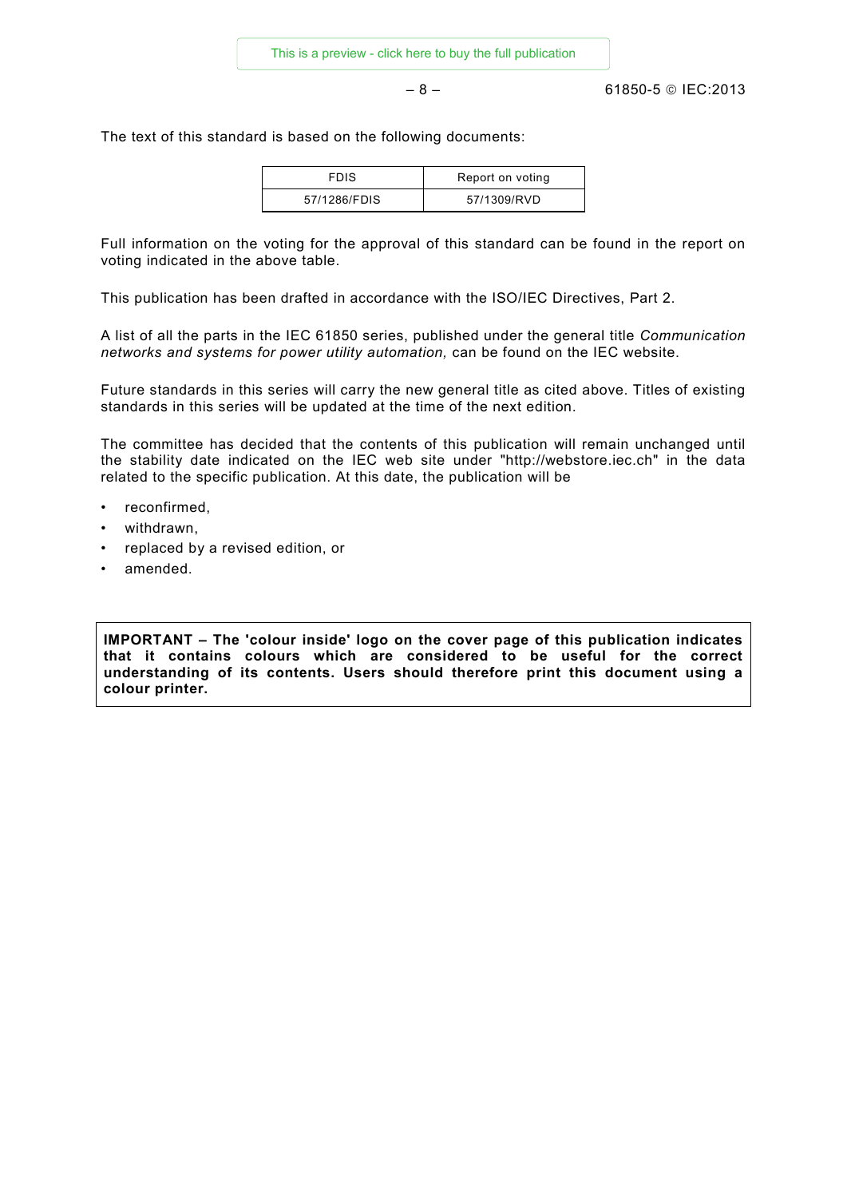The text of this standard is based on the following documents:

| FDIS | Report on voting |
|---|---|
| 57/1286/FDIS | 57/1309/RVD |

Full information on the voting for the approval of this standard can be found in the report on voting indicated in the above table.

This publication has been drafted in accordance with the ISO/IEC Directives, Part 2.

A list of all the parts in the IEC 61850 series, published under the general title *Communication networks and systems for power utility automation,* can be found on the IEC website.

Future standards in this series will carry the new general title as cited above. Titles of existing standards in this series will be updated at the time of the next edition.

The committee has decided that the contents of this publication will remain unchanged until the stability date indicated on the IEC web site under "http://webstore.iec.ch" in the data related to the specific publication. At this date, the publication will be

- reconfirmed,
- withdrawn,
- replaced by a revised edition, or
- amended.

**IMPORTANT – The 'colour inside' logo on the cover page of this publication indicates that it contains colours which are considered to be useful for the correct understanding of its contents. Users should therefore print this document using a colour printer.**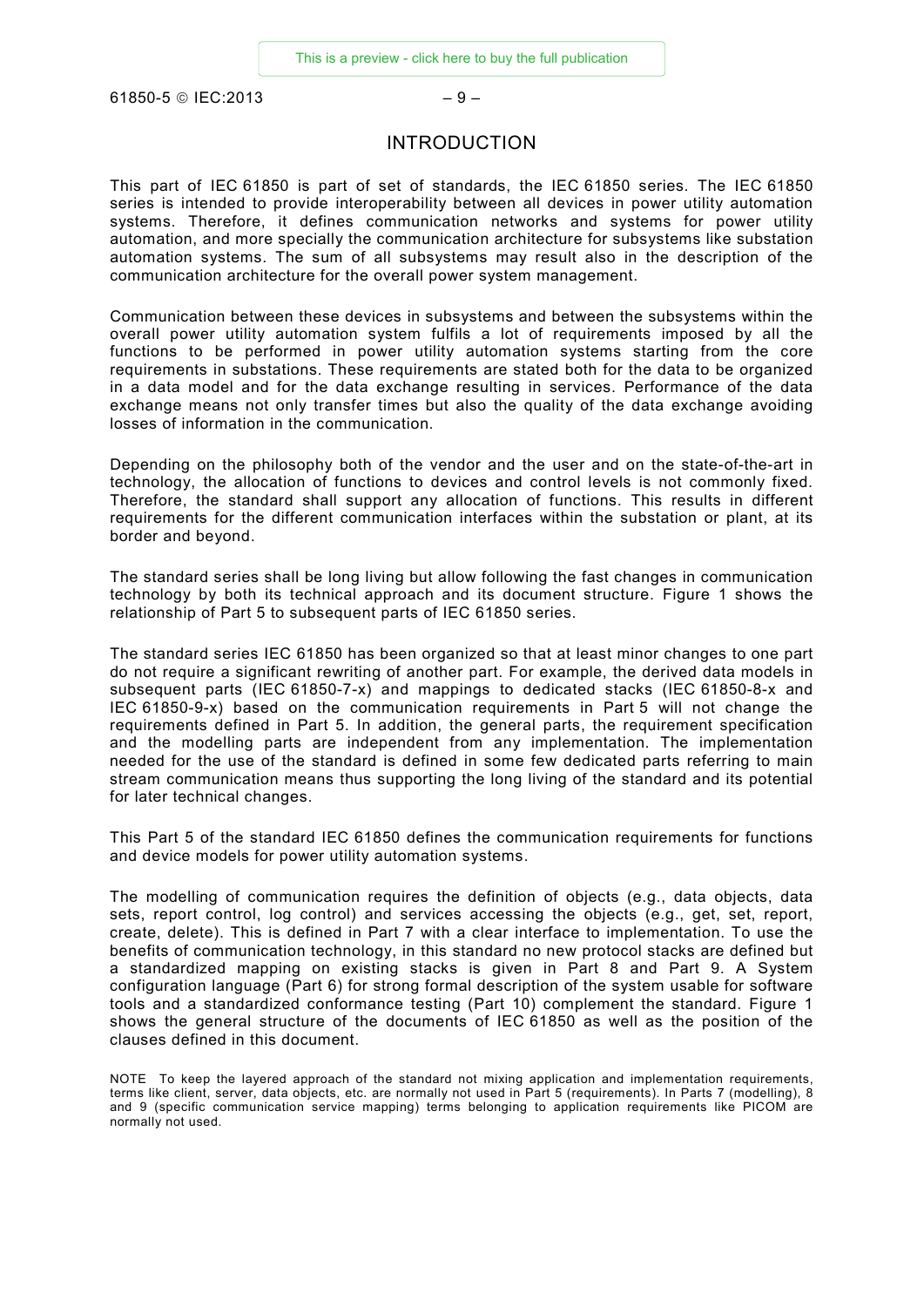# INTRODUCTION

This part of IEC 61850 is part of set of standards, the IEC 61850 series. The IEC 61850 series is intended to provide interoperability between all devices in power utility automation systems. Therefore, it defines communication networks and systems for power utility automation, and more specially the communication architecture for subsystems like substation automation systems. The sum of all subsystems may result also in the description of the communication architecture for the overall power system management.

Communication between these devices in subsystems and between the subsystems within the overall power utility automation system fulfils a lot of requirements imposed by all the functions to be performed in power utility automation systems starting from the core requirements in substations. These requirements are stated both for the data to be organized in a data model and for the data exchange resulting in services. Performance of the data exchange means not only transfer times but also the quality of the data exchange avoiding losses of information in the communication.

Depending on the philosophy both of the vendor and the user and on the state-of-the-art in technology, the allocation of functions to devices and control levels is not commonly fixed. Therefore, the standard shall support any allocation of functions. This results in different requirements for the different communication interfaces within the substation or plant, at its border and beyond.

The standard series shall be long living but allow following the fast changes in communication technology by both its technical approach and its document structure. Figure 1 shows the relationship of Part 5 to subsequent parts of IEC 61850 series.

The standard series IEC 61850 has been organized so that at least minor changes to one part do not require a significant rewriting of another part. For example, the derived data models in subsequent parts (IEC 61850-7-x) and mappings to dedicated stacks (IEC 61850-8-x and IEC 61850-9-x) based on the communication requirements in Part 5 will not change the requirements defined in Part 5. In addition, the general parts, the requirement specification and the modelling parts are independent from any implementation. The implementation needed for the use of the standard is defined in some few dedicated parts referring to main stream communication means thus supporting the long living of the standard and its potential for later technical changes.

This Part 5 of the standard IEC 61850 defines the communication requirements for functions and device models for power utility automation systems.

The modelling of communication requires the definition of objects (e.g., data objects, data sets, report control, log control) and services accessing the objects (e.g., get, set, report, create, delete). This is defined in Part 7 with a clear interface to implementation. To use the benefits of communication technology, in this standard no new protocol stacks are defined but a standardized mapping on existing stacks is given in Part 8 and Part 9. A System configuration language (Part 6) for strong formal description of the system usable for software tools and a standardized conformance testing (Part 10) complement the standard. Figure 1 shows the general structure of the documents of IEC 61850 as well as the position of the clauses defined in this document.

NOTE To keep the layered approach of the standard not mixing application and implementation requirements, terms like client, server, data objects, etc. are normally not used in Part 5 (requirements). In Parts 7 (modelling), 8 and 9 (specific communication service mapping) terms belonging to application requirements like PICOM are normally not used.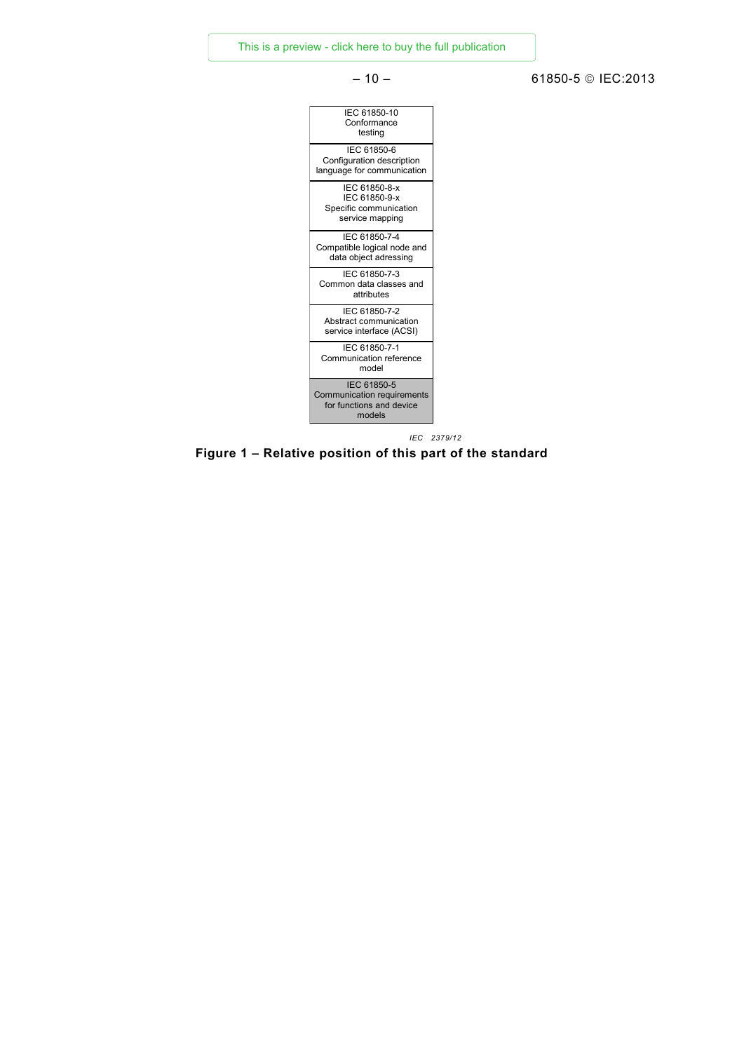| IEC 61850-10 Conformance testing |
| --- |
| IEC 61850-6 Configuration description language for communication |
| IEC 61850-8-x IEC 61850-9-x Specific communication service mapping |
| IEC 61850-7-4 Compatible logical node and data object adressing |
| IEC 61850-7-3 Common data classes and attributes |
| IEC 61850-7-2 Abstract communication service interface (ACSI) |
| IEC 61850-7-1 Communication reference model |
| IEC 61850-5 Communication requirements for functions and device models |

*IEC 2379/12*

**Figure 1 – Relative position of this part of the standard**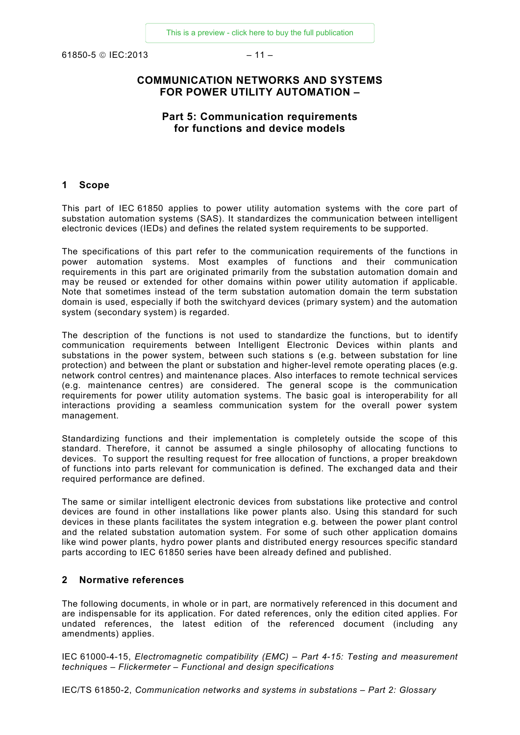# COMMUNICATION NETWORKS AND SYSTEMS FOR POWER UTILITY AUTOMATION –

## Part 5: Communication requirements for functions and device models

## 1 Scope

This part of IEC 61850 applies to power utility automation systems with the core part of substation automation systems (SAS). It standardizes the communication between intelligent electronic devices (IEDs) and defines the related system requirements to be supported.

The specifications of this part refer to the communication requirements of the functions in power automation systems. Most examples of functions and their communication requirements in this part are originated primarily from the substation automation domain and may be reused or extended for other domains within power utility automation if applicable. Note that sometimes instead of the term substation automation domain the term substation domain is used, especially if both the switchyard devices (primary system) and the automation system (secondary system) is regarded.

The description of the functions is not used to standardize the functions, but to identify communication requirements between Intelligent Electronic Devices within plants and substations in the power system, between such stations s (e.g. between substation for line protection) and between the plant or substation and higher-level remote operating places (e.g. network control centres) and maintenance places. Also interfaces to remote technical services (e.g. maintenance centres) are considered. The general scope is the communication requirements for power utility automation systems. The basic goal is interoperability for all interactions providing a seamless communication system for the overall power system management.

Standardizing functions and their implementation is completely outside the scope of this standard. Therefore, it cannot be assumed a single philosophy of allocating functions to devices. To support the resulting request for free allocation of functions, a proper breakdown of functions into parts relevant for communication is defined. The exchanged data and their required performance are defined.

The same or similar intelligent electronic devices from substations like protective and control devices are found in other installations like power plants also. Using this standard for such devices in these plants facilitates the system integration e.g. between the power plant control and the related substation automation system. For some of such other application domains like wind power plants, hydro power plants and distributed energy resources specific standard parts according to IEC 61850 series have been already defined and published.

## 2 Normative references

The following documents, in whole or in part, are normatively referenced in this document and are indispensable for its application. For dated references, only the edition cited applies. For undated references, the latest edition of the referenced document (including any amendments) applies.

IEC 61000-4-15, *Electromagnetic compatibility (EMC) – Part 4-15: Testing and measurement techniques – Flickermeter – Functional and design specifications*

IEC/TS 61850-2, *Communication networks and systems in substations – Part 2: Glossary*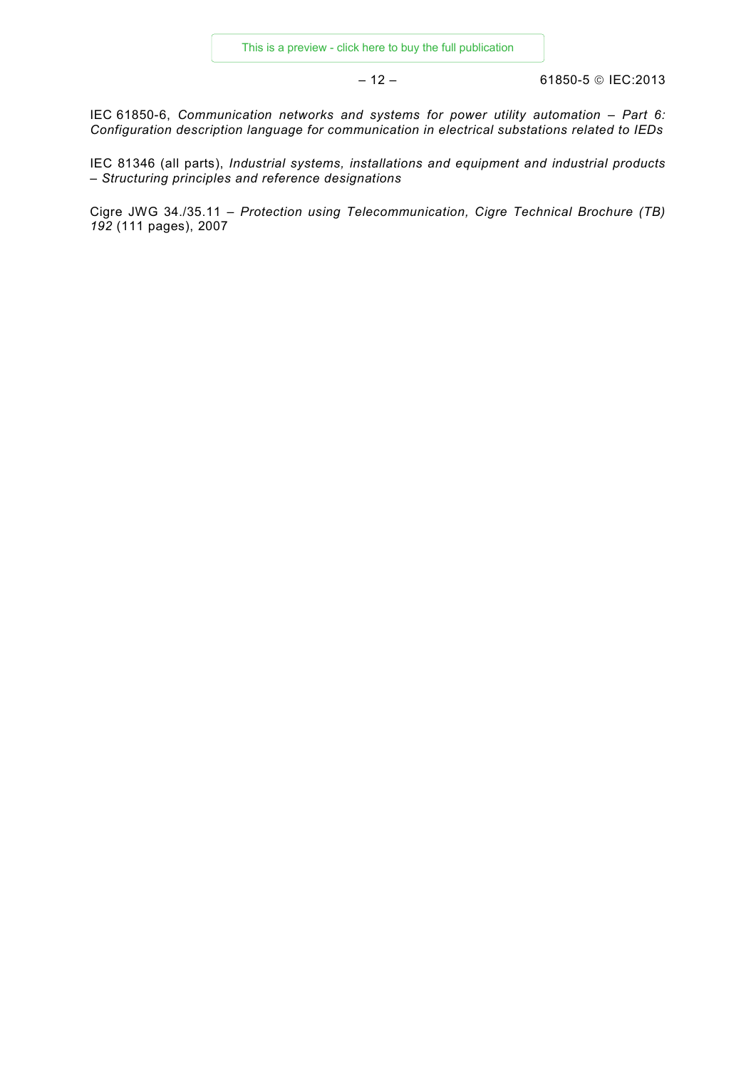IEC 61850-6, *Communication networks and systems for power utility automation – Part 6: Configuration description language for communication in electrical substations related to IEDs*

IEC 81346 (all parts), *Industrial systems, installations and equipment and industrial products – Structuring principles and reference designations*

Cigre JWG 34./35.11 – *Protection using Telecommunication, Cigre Technical Brochure (TB) 192* (111 pages), 2007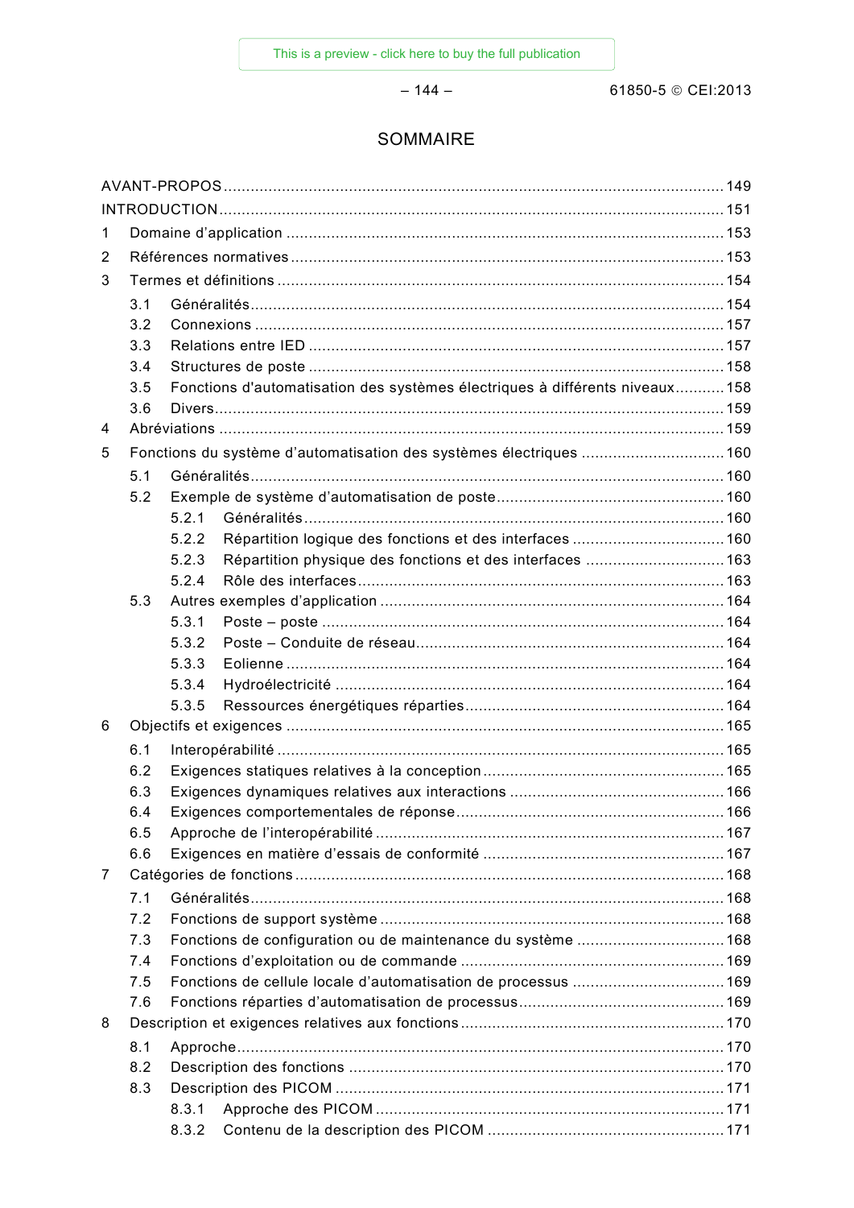# SOMMAIRE

AVANT-PROPOS ........................................................................................................ 149

INTRODUCTION ........................................................................................................ 151

1 Domaine d'application ........................................................................................... 153

2 Références normatives ........................................................................................... 153

3 Termes et définitions ............................................................................................. 154

  3.1 Généralités ........................................................................................................ 154

  3.2 Connexions ........................................................................................................ 157

  3.3 Relations entre IED ........................................................................................... 157

  3.4 Structures de poste ............................................................................................ 158

  3.5 Fonctions d'automatisation des systèmes électriques à différents niveaux ........... 158

  3.6 Divers ................................................................................................................ 159

4 Abréviations ........................................................................................................... 159

5 Fonctions du système d'automatisation des systèmes électriques ............................. 160

  5.1 Généralités ........................................................................................................ 160

  5.2 Exemple de système d'automatisation de poste .................................................. 160

    5.2.1 Généralités ................................................................................................. 160

    5.2.2 Répartition logique des fonctions et des interfaces ...................................... 160

    5.2.3 Répartition physique des fonctions et des interfaces .................................... 163

    5.2.4 Rôle des interfaces ..................................................................................... 163

  5.3 Autres exemples d'application ........................................................................... 164

    5.3.1 Poste – poste .............................................................................................. 164

    5.3.2 Poste – Conduite de réseau ......................................................................... 164

    5.3.3 Eolienne ..................................................................................................... 164

    5.3.4 Hydroélectricité .......................................................................................... 164

    5.3.5 Ressources énergétiques réparties ............................................................... 164

6 Objectifs et exigences ............................................................................................. 165

  6.1 Interopérabilité .................................................................................................. 165

  6.2 Exigences statiques relatives à la conception ..................................................... 165

  6.3 Exigences dynamiques relatives aux interactions ................................................ 166

  6.4 Exigences comportementales de réponse ........................................................... 166

  6.5 Approche de l'interopérabilité ............................................................................ 167

  6.6 Exigences en matière d'essais de conformité ...................................................... 167

7 Catégories de fonctions ........................................................................................... 168

  7.1 Généralités ........................................................................................................ 168

  7.2 Fonctions de support système ............................................................................ 168

  7.3 Fonctions de configuration ou de maintenance du système .................................. 168

  7.4 Fonctions d'exploitation ou de commande .......................................................... 169

  7.5 Fonctions de cellule locale d'automatisation de processus .................................. 169

  7.6 Fonctions réparties d'automatisation de processus ............................................. 169

8 Description et exigences relatives aux fonctions ..................................................... 170

  8.1 Approche ........................................................................................................... 170

  8.2 Description des fonctions ................................................................................... 170

  8.3 Description des PICOM ...................................................................................... 171

    8.3.1 Approche des PICOM ................................................................................. 171

    8.3.2 Contenu de la description des PICOM ......................................................... 171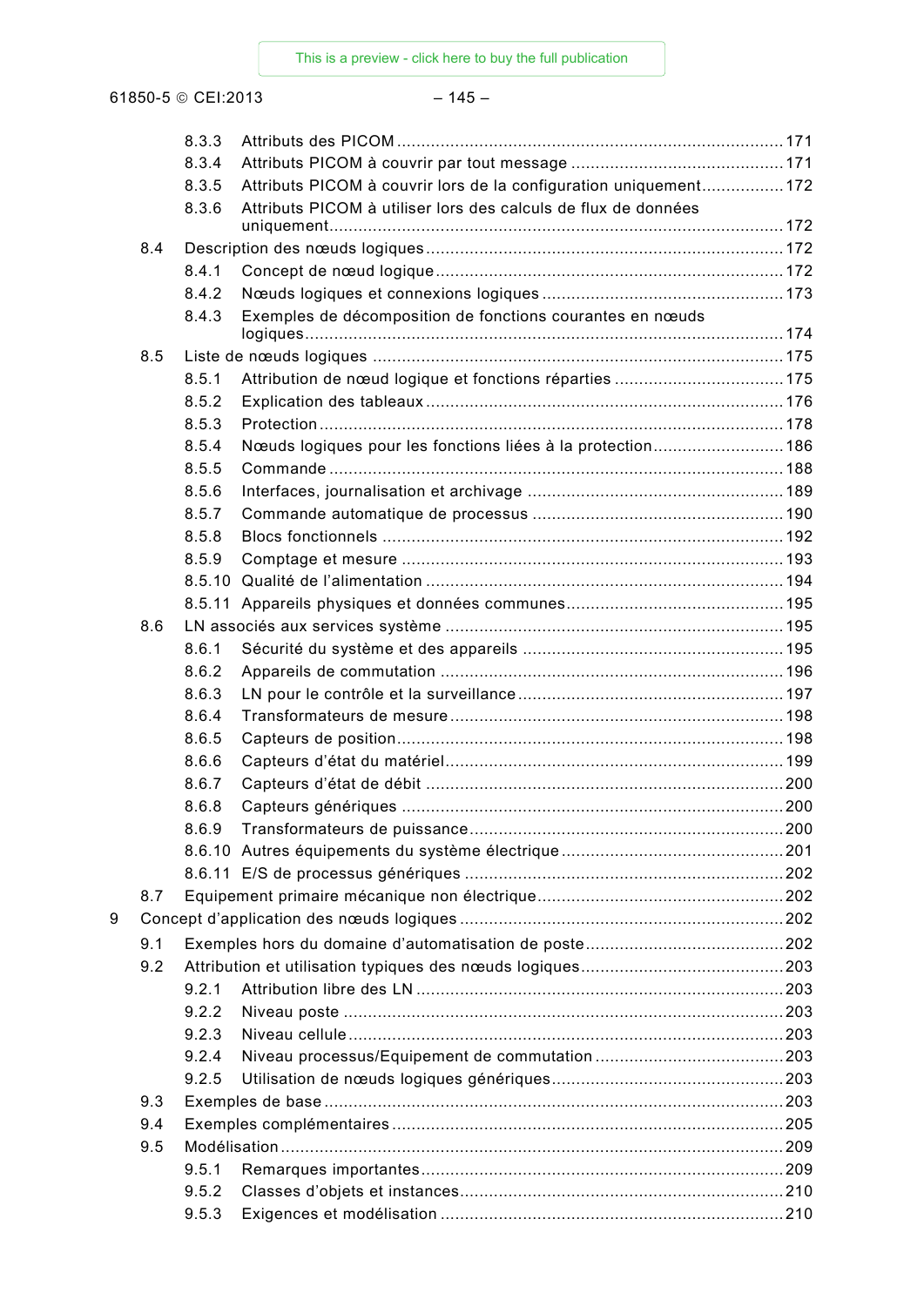8.3.3 Attributs des PICOM ... 171

8.3.4 Attributs PICOM à couvrir par tout message ... 171

8.3.5 Attributs PICOM à couvrir lors de la configuration uniquement ... 172

8.3.6 Attributs PICOM à utiliser lors des calculs de flux de données uniquement ... 172

8.4 Description des nœuds logiques ... 172

8.4.1 Concept de nœud logique ... 172

8.4.2 Nœuds logiques et connexions logiques ... 173

8.4.3 Exemples de décomposition de fonctions courantes en nœuds logiques ... 174

8.5 Liste de nœuds logiques ... 175

8.5.1 Attribution de nœud logique et fonctions réparties ... 175

8.5.2 Explication des tableaux ... 176

8.5.3 Protection ... 178

8.5.4 Nœuds logiques pour les fonctions liées à la protection ... 186

8.5.5 Commande ... 188

8.5.6 Interfaces, journalisation et archivage ... 189

8.5.7 Commande automatique de processus ... 190

8.5.8 Blocs fonctionnels ... 192

8.5.9 Comptage et mesure ... 193

8.5.10 Qualité de l'alimentation ... 194

8.5.11 Appareils physiques et données communes ... 195

8.6 LN associés aux services système ... 195

8.6.1 Sécurité du système et des appareils ... 195

8.6.2 Appareils de commutation ... 196

8.6.3 LN pour le contrôle et la surveillance ... 197

8.6.4 Transformateurs de mesure ... 198

8.6.5 Capteurs de position ... 198

8.6.6 Capteurs d'état du matériel ... 199

8.6.7 Capteurs d'état de débit ... 200

8.6.8 Capteurs génériques ... 200

8.6.9 Transformateurs de puissance ... 200

8.6.10 Autres équipements du système électrique ... 201

8.6.11 E/S de processus génériques ... 202

8.7 Equipement primaire mécanique non électrique ... 202

9 Concept d'application des nœuds logiques ... 202

9.1 Exemples hors du domaine d'automatisation de poste ... 202

9.2 Attribution et utilisation typiques des nœuds logiques ... 203

9.2.1 Attribution libre des LN ... 203

9.2.2 Niveau poste ... 203

9.2.3 Niveau cellule ... 203

9.2.4 Niveau processus/Equipement de commutation ... 203

9.2.5 Utilisation de nœuds logiques génériques ... 203

9.3 Exemples de base ... 203

9.4 Exemples complémentaires ... 205

9.5 Modélisation ... 209

9.5.1 Remarques importantes ... 209

9.5.2 Classes d'objets et instances ... 210

9.5.3 Exigences et modélisation ... 210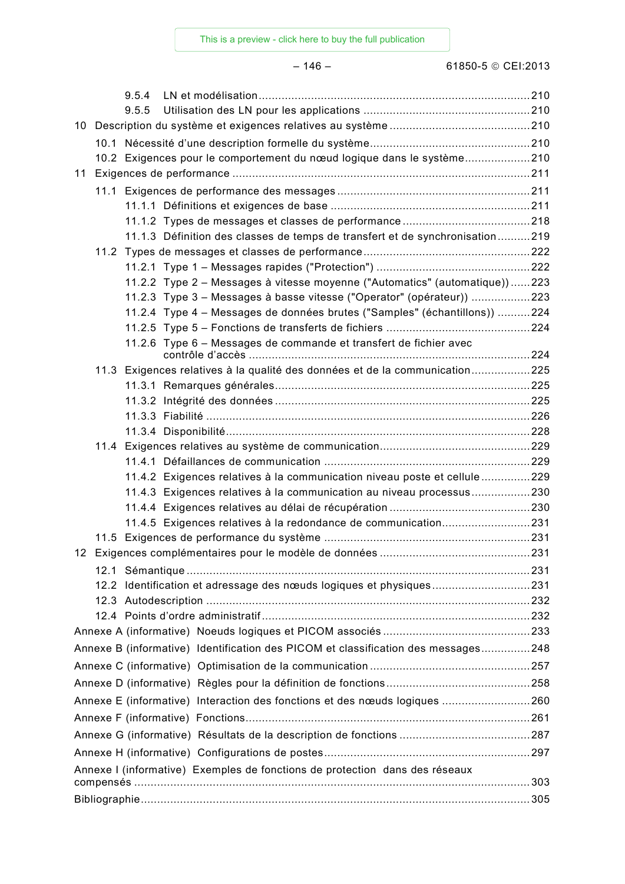9.5.4 LN et modélisation ...................................................................................210
9.5.5 Utilisation des LN pour les applications ...................................................210

10 Description du système et exigences relatives au système ...........................................210

10.1 Nécessité d'une description formelle du système.................................................210
10.2 Exigences pour le comportement du nœud logique dans le système....................210

11 Exigences de performance ...........................................................................................211

11.1 Exigences de performance des messages ...........................................................211
11.1.1 Définitions et exigences de base .............................................................211
11.1.2 Types de messages et classes de performance .......................................218
11.1.3 Définition des classes de temps de transfert et de synchronisation..........219
11.2 Types de messages et classes de performance ...................................................222
11.2.1 Type 1 – Messages rapides ("Protection") ...............................................222
11.2.2 Type 2 – Messages à vitesse moyenne ("Automatics" (automatique)) ......223
11.2.3 Type 3 – Messages à basse vitesse ("Operator" (opérateur)) ..................223
11.2.4 Type 4 – Messages de données brutes ("Samples" (échantillons)) ..........224
11.2.5 Type 5 – Fonctions de transferts de fichiers ............................................224
11.2.6 Type 6 – Messages de commande et transfert de fichier avec contrôle d'accès ......................................................................................224
11.3 Exigences relatives à la qualité des données et de la communication..................225
11.3.1 Remarques générales..............................................................................225
11.3.2 Intégrité des données ..............................................................................225
11.3.3 Fiabilité ...................................................................................................226
11.3.4 Disponibilité.............................................................................................228
11.4 Exigences relatives au système de communication..............................................229
11.4.1 Défaillances de communication ...............................................................229
11.4.2 Exigences relatives à la communication niveau poste et cellule ...............229
11.4.3 Exigences relatives à la communication au niveau processus..................230
11.4.4 Exigences relatives au délai de récupération ...........................................230
11.4.5 Exigences relatives à la redondance de communication...........................231
11.5 Exigences de performance du système ...............................................................231

12 Exigences complémentaires pour le modèle de données ..............................................231

12.1 Sémantique .........................................................................................................231
12.2 Identification et adressage des nœuds logiques et physiques ..............................231
12.3 Autodescription ...................................................................................................232
12.4 Points d'ordre administratif ..................................................................................232

Annexe A (informative) Noeuds logiques et PICOM associés .............................................233

Annexe B (informative) Identification des PICOM et classification des messages...............248

Annexe C (informative) Optimisation de la communication .................................................257

Annexe D (informative) Règles pour la définition de fonctions ............................................258

Annexe E (informative) Interaction des fonctions et des nœuds logiques ...........................260

Annexe F (informative) Fonctions.......................................................................................261

Annexe G (informative) Résultats de la description de fonctions ........................................287

Annexe H (informative) Configurations de postes...............................................................297

Annexe I (informative) Exemples de fonctions de protection dans des réseaux compensés ........................................................................................................................303

Bibliographie......................................................................................................................305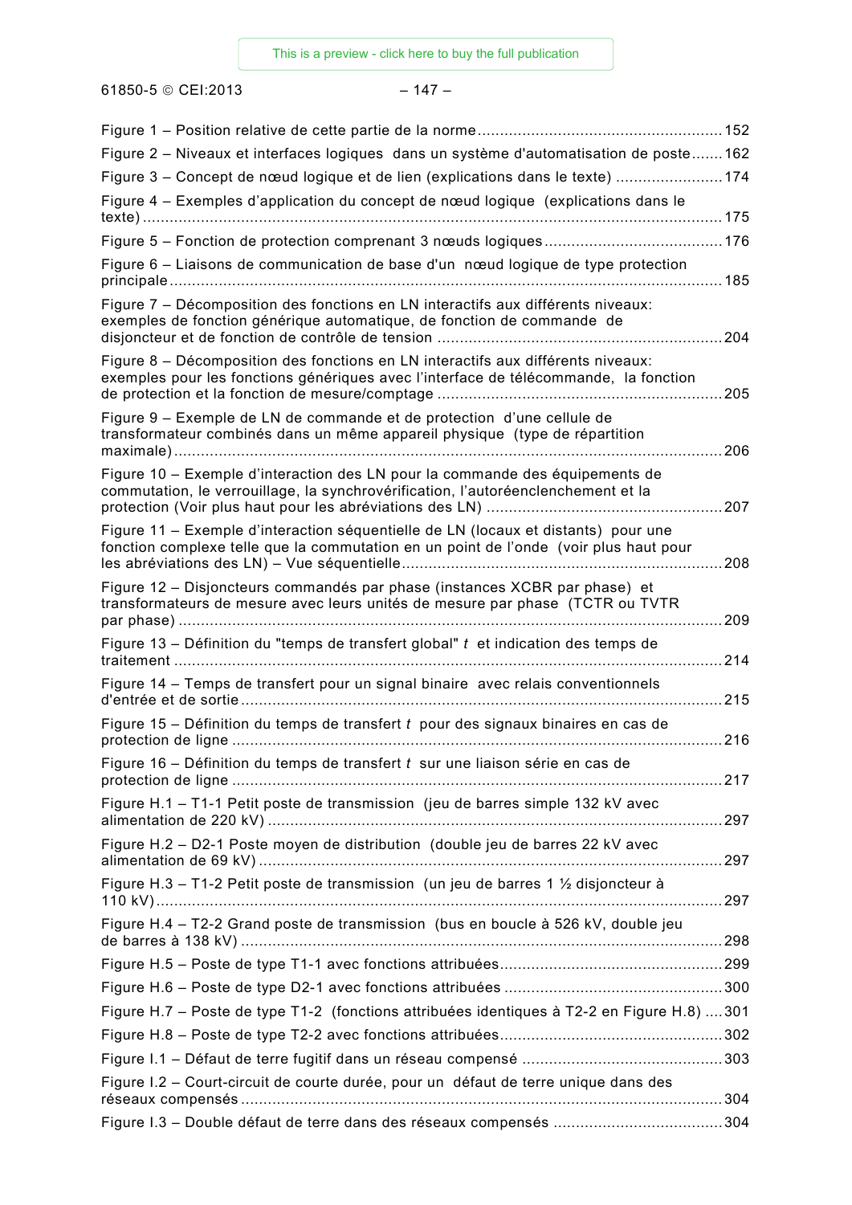Figure 1 – Position relative de cette partie de la norme....................................................... 152

Figure 2 – Niveaux et interfaces logiques dans un système d'automatisation de poste....... 162

Figure 3 – Concept de nœud logique et de lien (explications dans le texte) ........................ 174

Figure 4 – Exemples d'application du concept de nœud logique (explications dans le texte) ................................................................................................................................. 175

Figure 5 – Fonction de protection comprenant 3 nœuds logiques ........................................ 176

Figure 6 – Liaisons de communication de base d'un nœud logique de type protection principale ............................................................................................................................ 185

Figure 7 – Décomposition des fonctions en LN interactifs aux différents niveaux: exemples de fonction générique automatique, de fonction de commande de disjoncteur et de fonction de contrôle de tension ............................................................... 204

Figure 8 – Décomposition des fonctions en LN interactifs aux différents niveaux: exemples pour les fonctions génériques avec l'interface de télécommande, la fonction de protection et la fonction de mesure/comptage ............................................................... 205

Figure 9 – Exemple de LN de commande et de protection d'une cellule de transformateur combinés dans un même appareil physique (type de répartition maximale) .......................................................................................................................... 206

Figure 10 – Exemple d'interaction des LN pour la commande des équipements de commutation, le verrouillage, la synchrovérification, l'autoréenclenchement et la protection (Voir plus haut pour les abréviations des LN) .................................................... 207

Figure 11 – Exemple d'interaction séquentielle de LN (locaux et distants) pour une fonction complexe telle que la commutation en un point de l'onde (voir plus haut pour les abréviations des LN) – Vue séquentielle ....................................................................... 208

Figure 12 – Disjoncteurs commandés par phase (instances XCBR par phase) et transformateurs de mesure avec leurs unités de mesure par phase (TCTR ou TVTR par phase) ......................................................................................................................... 209

Figure 13 – Définition du "temps de transfert global" *t* et indication des temps de traitement .......................................................................................................................... 214

Figure 14 – Temps de transfert pour un signal binaire avec relais conventionnels d'entrée et de sortie ........................................................................................................... 215

Figure 15 – Définition du temps de transfert *t* pour des signaux binaires en cas de protection de ligne ............................................................................................................. 216

Figure 16 – Définition du temps de transfert *t* sur une liaison série en cas de protection de ligne ............................................................................................................. 217

Figure H.1 – T1-1 Petit poste de transmission (jeu de barres simple 132 kV avec alimentation de 220 kV) ...................................................................................................... 297

Figure H.2 – D2-1 Poste moyen de distribution (double jeu de barres 22 kV avec alimentation de 69 kV) ........................................................................................................ 297

Figure H.3 – T1-2 Petit poste de transmission (un jeu de barres 1 ½ disjoncteur à 110 kV)................................................................................................................................. 297

Figure H.4 – T2-2 Grand poste de transmission (bus en boucle à 526 kV, double jeu de barres à 138 kV) ............................................................................................................ 298

Figure H.5 – Poste de type T1-1 avec fonctions attribuées.................................................. 299

Figure H.6 – Poste de type D2-1 avec fonctions attribuées ................................................. 300

Figure H.7 – Poste de type T1-2 (fonctions attribuées identiques à T2-2 en Figure H.8) .... 301

Figure H.8 – Poste de type T2-2 avec fonctions attribuées.................................................. 302

Figure I.1 – Défaut de terre fugitif dans un réseau compensé ............................................. 303

Figure I.2 – Court-circuit de courte durée, pour un défaut de terre unique dans des réseaux compensés ............................................................................................................ 304

Figure I.3 – Double défaut de terre dans des réseaux compensés ...................................... 304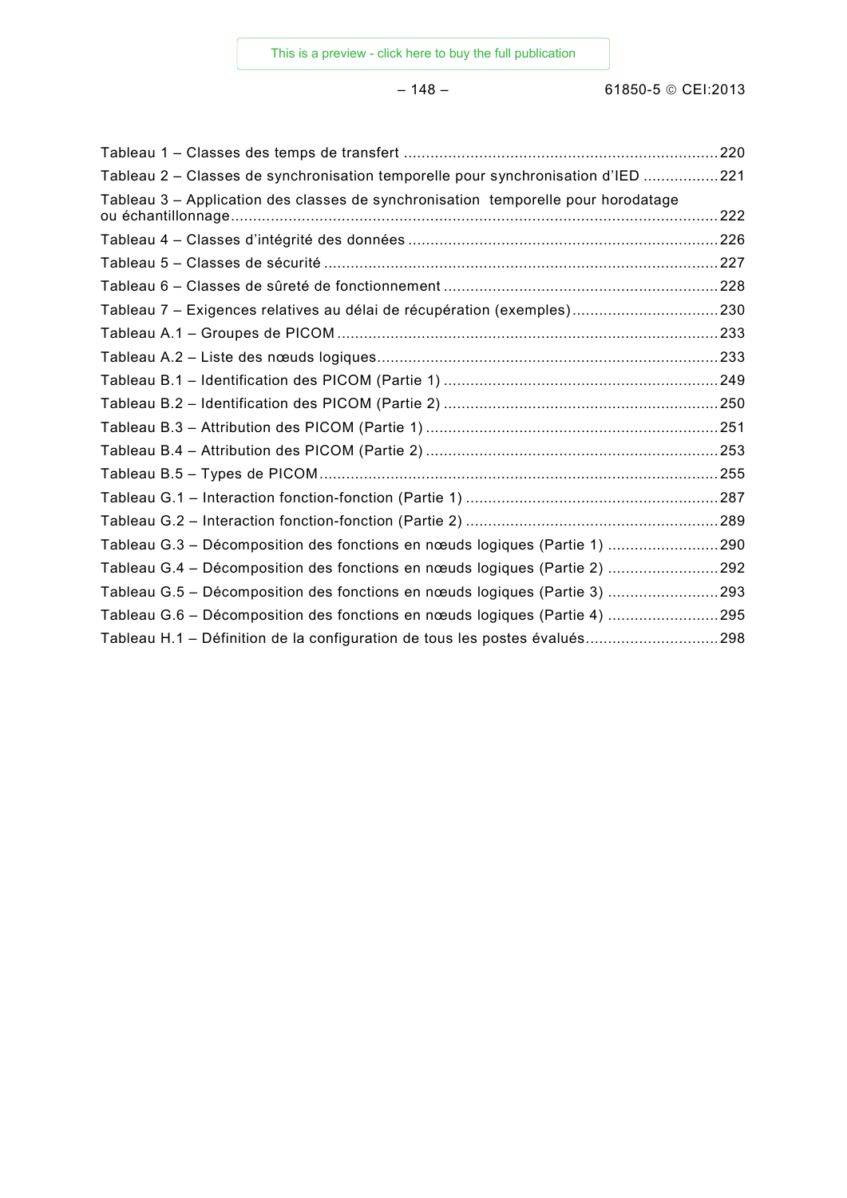Tableau 1 – Classes des temps de transfert ........................................................................220

Tableau 2 – Classes de synchronisation temporelle pour synchronisation d'IED .................221

Tableau 3 – Application des classes de synchronisation temporelle pour horodatage ou échantillonnage.................................................................................................................222

Tableau 4 – Classes d'intégrité des données .......................................................................226

Tableau 5 – Classes de sécurité ..........................................................................................227

Tableau 6 – Classes de sûreté de fonctionnement ...............................................................228

Tableau 7 – Exigences relatives au délai de récupération (exemples).................................230

Tableau A.1 – Groupes de PICOM.......................................................................................233

Tableau A.2 – Liste des nœuds logiques...............................................................................233

Tableau B.1 – Identification des PICOM (Partie 1) ..............................................................249

Tableau B.2 – Identification des PICOM (Partie 2) ..............................................................250

Tableau B.3 – Attribution des PICOM (Partie 1) ..................................................................251

Tableau B.4 – Attribution des PICOM (Partie 2) ..................................................................253

Tableau B.5 – Types de PICOM...........................................................................................255

Tableau G.1 – Interaction fonction-fonction (Partie 1) .........................................................287

Tableau G.2 – Interaction fonction-fonction (Partie 2) .........................................................289

Tableau G.3 – Décomposition des fonctions en nœuds logiques (Partie 1) .........................290

Tableau G.4 – Décomposition des fonctions en nœuds logiques (Partie 2) .........................292

Tableau G.5 – Décomposition des fonctions en nœuds logiques (Partie 3) .........................293

Tableau G.6 – Décomposition des fonctions en nœuds logiques (Partie 4) .........................295

Tableau H.1 – Définition de la configuration de tous les postes évalués..............................298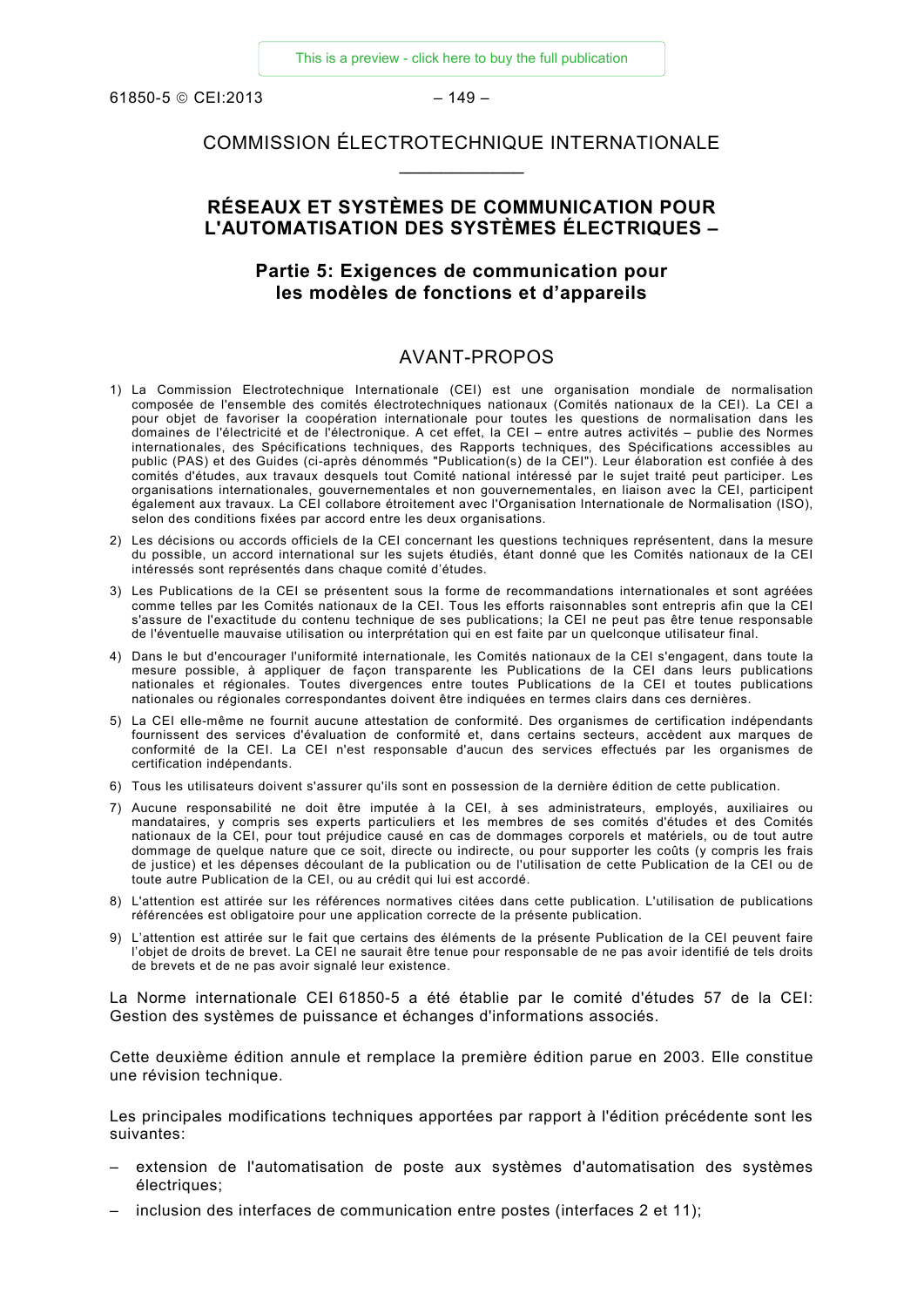# COMMISSION ÉLECTROTECHNIQUE INTERNATIONALE

____________

## RÉSEAUX ET SYSTÈMES DE COMMUNICATION POUR L'AUTOMATISATION DES SYSTÈMES ÉLECTRIQUES –

### Partie 5: Exigences de communication pour les modèles de fonctions et d'appareils

## AVANT-PROPOS

1) La Commission Electrotechnique Internationale (CEI) est une organisation mondiale de normalisation composée de l'ensemble des comités électrotechniques nationaux (Comités nationaux de la CEI). La CEI a pour objet de favoriser la coopération internationale pour toutes les questions de normalisation dans les domaines de l'électricité et de l'électronique. A cet effet, la CEI – entre autres activités – publie des Normes internationales, des Spécifications techniques, des Rapports techniques, des Spécifications accessibles au public (PAS) et des Guides (ci-après dénommés "Publication(s) de la CEI"). Leur élaboration est confiée à des comités d'études, aux travaux desquels tout Comité national intéressé par le sujet traité peut participer. Les organisations internationales, gouvernementales et non gouvernementales, en liaison avec la CEI, participent également aux travaux. La CEI collabore étroitement avec l'Organisation Internationale de Normalisation (ISO), selon des conditions fixées par accord entre les deux organisations.
2) Les décisions ou accords officiels de la CEI concernant les questions techniques représentent, dans la mesure du possible, un accord international sur les sujets étudiés, étant donné que les Comités nationaux de la CEI intéressés sont représentés dans chaque comité d'études.
3) Les Publications de la CEI se présentent sous la forme de recommandations internationales et sont agréées comme telles par les Comités nationaux de la CEI. Tous les efforts raisonnables sont entrepris afin que la CEI s'assure de l'exactitude du contenu technique de ses publications; la CEI ne peut pas être tenue responsable de l'éventuelle mauvaise utilisation ou interprétation qui en est faite par un quelconque utilisateur final.
4) Dans le but d'encourager l'uniformité internationale, les Comités nationaux de la CEI s'engagent, dans toute la mesure possible, à appliquer de façon transparente les Publications de la CEI dans leurs publications nationales et régionales. Toutes divergences entre toutes Publications de la CEI et toutes publications nationales ou régionales correspondantes doivent être indiquées en termes clairs dans ces dernières.
5) La CEI elle-même ne fournit aucune attestation de conformité. Des organismes de certification indépendants fournissent des services d'évaluation de conformité et, dans certains secteurs, accèdent aux marques de conformité de la CEI. La CEI n'est responsable d'aucun des services effectués par les organismes de certification indépendants.
6) Tous les utilisateurs doivent s'assurer qu'ils sont en possession de la dernière édition de cette publication.
7) Aucune responsabilité ne doit être imputée à la CEI, à ses administrateurs, employés, auxiliaires ou mandataires, y compris ses experts particuliers et les membres de ses comités d'études et des Comités nationaux de la CEI, pour tout préjudice causé en cas de dommages corporels et matériels, ou de tout autre dommage de quelque nature que ce soit, directe ou indirecte, ou pour supporter les coûts (y compris les frais de justice) et les dépenses découlant de la publication ou de l'utilisation de cette Publication de la CEI ou de toute autre Publication de la CEI, ou au crédit qui lui est accordé.
8) L'attention est attirée sur les références normatives citées dans cette publication. L'utilisation de publications référencées est obligatoire pour une application correcte de la présente publication.
9) L'attention est attirée sur le fait que certains des éléments de la présente Publication de la CEI peuvent faire l'objet de droits de brevet. La CEI ne saurait être tenue pour responsable de ne pas avoir identifié de tels droits de brevets et de ne pas avoir signalé leur existence.

La Norme internationale CEI 61850-5 a été établie par le comité d'études 57 de la CEI: Gestion des systèmes de puissance et échanges d'informations associés.

Cette deuxième édition annule et remplace la première édition parue en 2003. Elle constitue une révision technique.

Les principales modifications techniques apportées par rapport à l'édition précédente sont les suivantes:

– extension de l'automatisation de poste aux systèmes d'automatisation des systèmes électriques;
– inclusion des interfaces de communication entre postes (interfaces 2 et 11);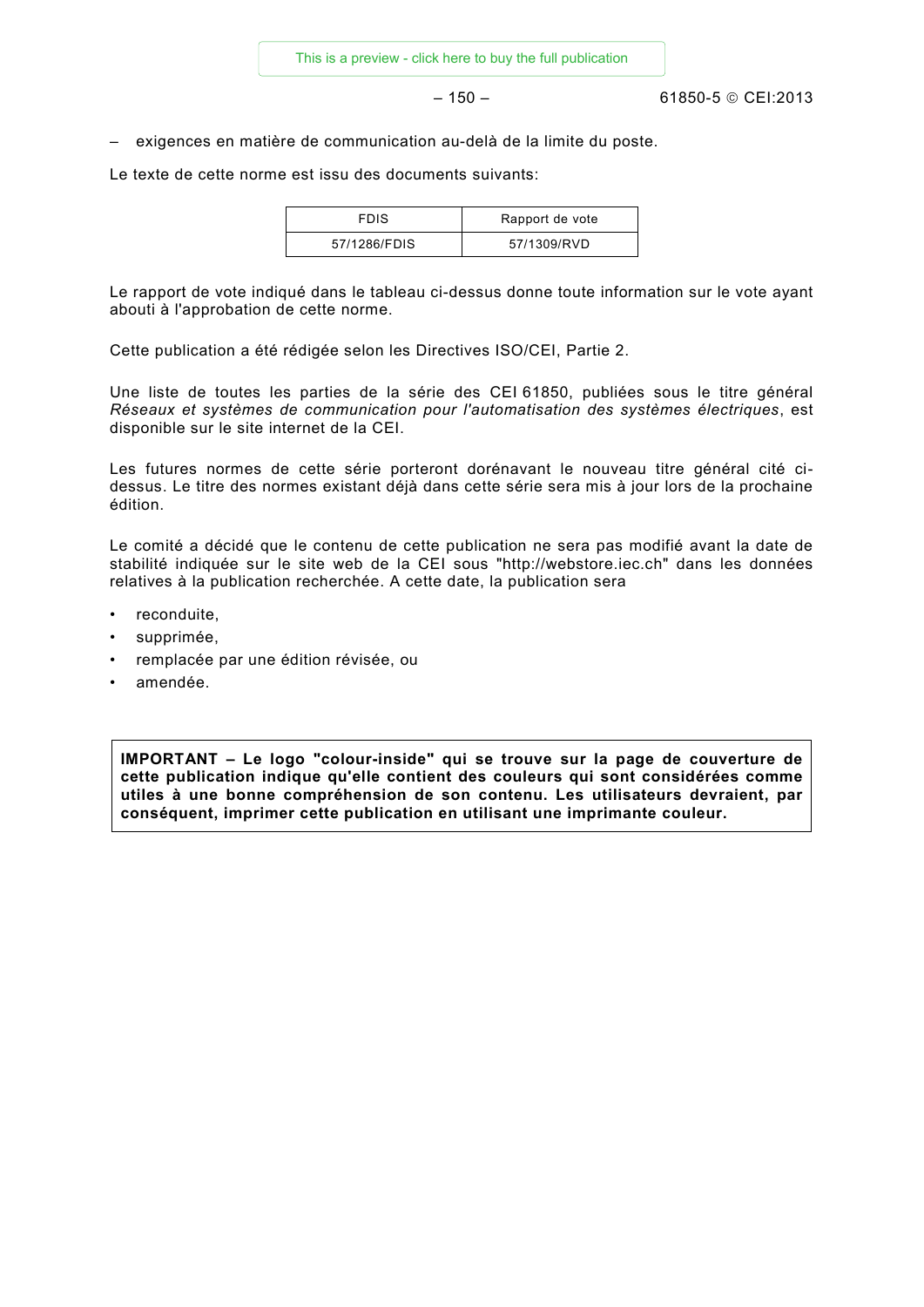– exigences en matière de communication au-delà de la limite du poste.

Le texte de cette norme est issu des documents suivants:

| FDIS | Rapport de vote |
|---|---|
| 57/1286/FDIS | 57/1309/RVD |

Le rapport de vote indiqué dans le tableau ci-dessus donne toute information sur le vote ayant abouti à l'approbation de cette norme.

Cette publication a été rédigée selon les Directives ISO/CEI, Partie 2.

Une liste de toutes les parties de la série des CEI 61850, publiées sous le titre général *Réseaux et systèmes de communication pour l'automatisation des systèmes électriques*, est disponible sur le site internet de la CEI.

Les futures normes de cette série porteront dorénavant le nouveau titre général cité ci-dessus. Le titre des normes existant déjà dans cette série sera mis à jour lors de la prochaine édition.

Le comité a décidé que le contenu de cette publication ne sera pas modifié avant la date de stabilité indiquée sur le site web de la CEI sous "http://webstore.iec.ch" dans les données relatives à la publication recherchée. A cette date, la publication sera

- reconduite,
- supprimée,
- remplacée par une édition révisée, ou
- amendée.

**IMPORTANT – Le logo "colour-inside" qui se trouve sur la page de couverture de cette publication indique qu'elle contient des couleurs qui sont considérées comme utiles à une bonne compréhension de son contenu. Les utilisateurs devraient, par conséquent, imprimer cette publication en utilisant une imprimante couleur.**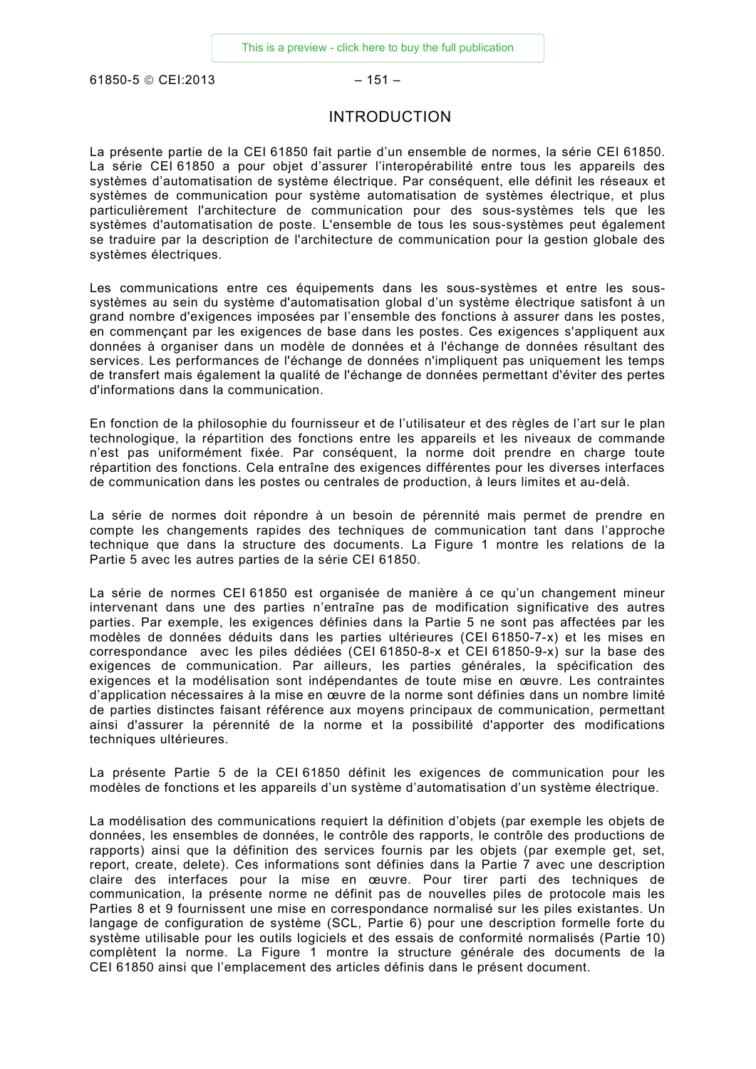# INTRODUCTION

La présente partie de la CEI 61850 fait partie d'un ensemble de normes, la série CEI 61850. La série CEI 61850 a pour objet d'assurer l'interopérabilité entre tous les appareils des systèmes d'automatisation de système électrique. Par conséquent, elle définit les réseaux et systèmes de communication pour système automatisation de systèmes électrique, et plus particulièrement l'architecture de communication pour des sous-systèmes tels que les systèmes d'automatisation de poste. L'ensemble de tous les sous-systèmes peut également se traduire par la description de l'architecture de communication pour la gestion globale des systèmes électriques.

Les communications entre ces équipements dans les sous-systèmes et entre les sous-systèmes au sein du système d'automatisation global d'un système électrique satisfont à un grand nombre d'exigences imposées par l'ensemble des fonctions à assurer dans les postes, en commençant par les exigences de base dans les postes. Ces exigences s'appliquent aux données à organiser dans un modèle de données et à l'échange de données résultant des services. Les performances de l'échange de données n'impliquent pas uniquement les temps de transfert mais également la qualité de l'échange de données permettant d'éviter des pertes d'informations dans la communication.

En fonction de la philosophie du fournisseur et de l'utilisateur et des règles de l'art sur le plan technologique, la répartition des fonctions entre les appareils et les niveaux de commande n'est pas uniformément fixée. Par conséquent, la norme doit prendre en charge toute répartition des fonctions. Cela entraîne des exigences différentes pour les diverses interfaces de communication dans les postes ou centrales de production, à leurs limites et au-delà.

La série de normes doit répondre à un besoin de pérennité mais permet de prendre en compte les changements rapides des techniques de communication tant dans l'approche technique que dans la structure des documents. La Figure 1 montre les relations de la Partie 5 avec les autres parties de la série CEI 61850.

La série de normes CEI 61850 est organisée de manière à ce qu'un changement mineur intervenant dans une des parties n'entraîne pas de modification significative des autres parties. Par exemple, les exigences définies dans la Partie 5 ne sont pas affectées par les modèles de données déduits dans les parties ultérieures (CEI 61850-7-x) et les mises en correspondance avec les piles dédiées (CEI 61850-8-x et CEI 61850-9-x) sur la base des exigences de communication. Par ailleurs, les parties générales, la spécification des exigences et la modélisation sont indépendantes de toute mise en œuvre. Les contraintes d'application nécessaires à la mise en œuvre de la norme sont définies dans un nombre limité de parties distinctes faisant référence aux moyens principaux de communication, permettant ainsi d'assurer la pérennité de la norme et la possibilité d'apporter des modifications techniques ultérieures.

La présente Partie 5 de la CEI 61850 définit les exigences de communication pour les modèles de fonctions et les appareils d'un système d'automatisation d'un système électrique.

La modélisation des communications requiert la définition d'objets (par exemple les objets de données, les ensembles de données, le contrôle des rapports, le contrôle des productions de rapports) ainsi que la définition des services fournis par les objets (par exemple get, set, report, create, delete). Ces informations sont définies dans la Partie 7 avec une description claire des interfaces pour la mise en œuvre. Pour tirer parti des techniques de communication, la présente norme ne définit pas de nouvelles piles de protocole mais les Parties 8 et 9 fournissent une mise en correspondance normalisé sur les piles existantes. Un langage de configuration de système (SCL, Partie 6) pour une description formelle forte du système utilisable pour les outils logiciels et des essais de conformité normalisés (Partie 10) complètent la norme. La Figure 1 montre la structure générale des documents de la CEI 61850 ainsi que l'emplacement des articles définis dans le présent document.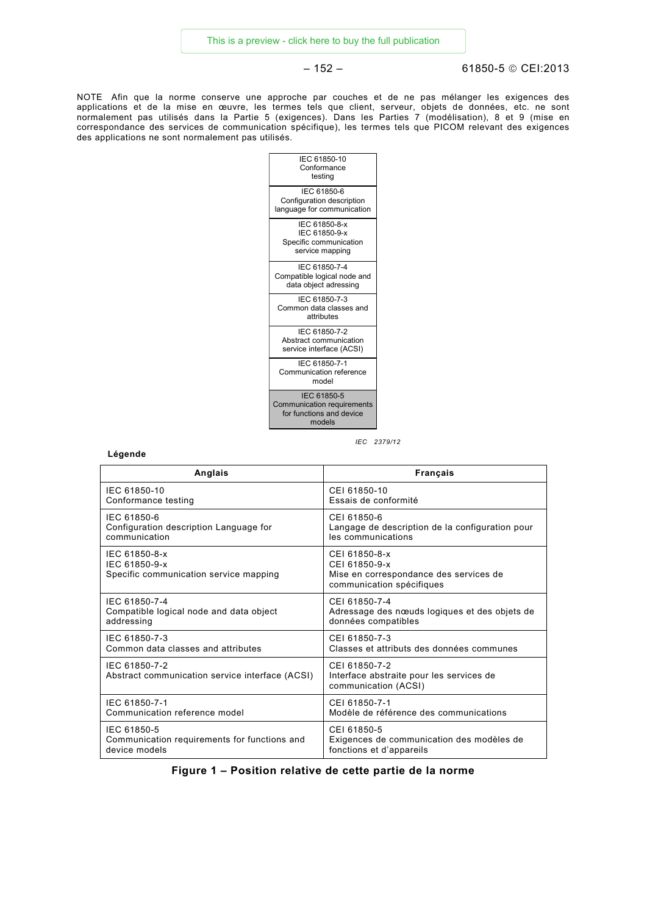NOTE Afin que la norme conserve une approche par couches et de ne pas mélanger les exigences des applications et de la mise en œuvre, les termes tels que client, serveur, objets de données, etc. ne sont normalement pas utilisés dans la Partie 5 (exigences). Dans les Parties 7 (modélisation), 8 et 9 (mise en correspondance des services de communication spécifique), les termes tels que PICOM relevant des exigences des applications ne sont normalement pas utilisés.

| IEC 61850-10 Conformance testing |
|---|
| IEC 61850-6 Configuration description language for communication |
| IEC 61850-8-x IEC 61850-9-x Specific communication service mapping |
| IEC 61850-7-4 Compatible logical node and data object adressing |
| IEC 61850-7-3 Common data classes and attributes |
| IEC 61850-7-2 Abstract communication service interface (ACSI) |
| IEC 61850-7-1 Communication reference model |
| IEC 61850-5 Communication requirements for functions and device models |

*IEC 2379/12*

**Légende**

| Anglais | Français |
|---|---|
| IEC 61850-10<br>Conformance testing | CEI 61850-10<br>Essais de conformité |
| IEC 61850-6<br>Configuration description Language for communication | CEI 61850-6<br>Langage de description de la configuration pour les communications |
| IEC 61850-8-x<br>IEC 61850-9-x<br>Specific communication service mapping | CEI 61850-8-x<br>CEI 61850-9-x<br>Mise en correspondance des services de communication spécifiques |
| IEC 61850-7-4<br>Compatible logical node and data object addressing | CEI 61850-7-4<br>Adressage des nœuds logiques et des objets de données compatibles |
| IEC 61850-7-3<br>Common data classes and attributes | CEI 61850-7-3<br>Classes et attributs des données communes |
| IEC 61850-7-2<br>Abstract communication service interface (ACSI) | CEI 61850-7-2<br>Interface abstraite pour les services de communication (ACSI) |
| IEC 61850-7-1<br>Communication reference model | CEI 61850-7-1<br>Modèle de référence des communications |
| IEC 61850-5<br>Communication requirements for functions and device models | CEI 61850-5<br>Exigences de communication des modèles de fonctions et d'appareils |

**Figure 1 – Position relative de cette partie de la norme**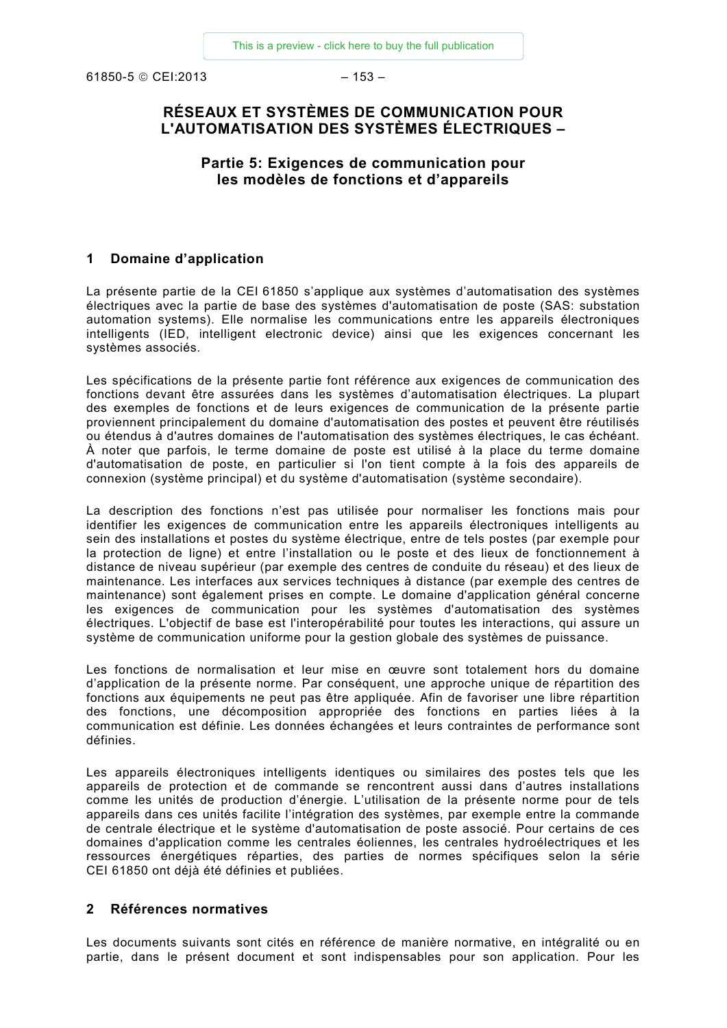# RÉSEAUX ET SYSTÈMES DE COMMUNICATION POUR L'AUTOMATISATION DES SYSTÈMES ÉLECTRIQUES –

## Partie 5: Exigences de communication pour les modèles de fonctions et d'appareils

## 1 Domaine d'application

La présente partie de la CEI 61850 s'applique aux systèmes d'automatisation des systèmes électriques avec la partie de base des systèmes d'automatisation de poste (SAS: substation automation systems). Elle normalise les communications entre les appareils électroniques intelligents (IED, intelligent electronic device) ainsi que les exigences concernant les systèmes associés.

Les spécifications de la présente partie font référence aux exigences de communication des fonctions devant être assurées dans les systèmes d'automatisation électriques. La plupart des exemples de fonctions et de leurs exigences de communication de la présente partie proviennent principalement du domaine d'automatisation des postes et peuvent être réutilisés ou étendus à d'autres domaines de l'automatisation des systèmes électriques, le cas échéant. À noter que parfois, le terme domaine de poste est utilisé à la place du terme domaine d'automatisation de poste, en particulier si l'on tient compte à la fois des appareils de connexion (système principal) et du système d'automatisation (système secondaire).

La description des fonctions n'est pas utilisée pour normaliser les fonctions mais pour identifier les exigences de communication entre les appareils électroniques intelligents au sein des installations et postes du système électrique, entre de tels postes (par exemple pour la protection de ligne) et entre l'installation ou le poste et des lieux de fonctionnement à distance de niveau supérieur (par exemple des centres de conduite du réseau) et des lieux de maintenance. Les interfaces aux services techniques à distance (par exemple des centres de maintenance) sont également prises en compte. Le domaine d'application général concerne les exigences de communication pour les systèmes d'automatisation des systèmes électriques. L'objectif de base est l'interopérabilité pour toutes les interactions, qui assure un système de communication uniforme pour la gestion globale des systèmes de puissance.

Les fonctions de normalisation et leur mise en œuvre sont totalement hors du domaine d'application de la présente norme. Par conséquent, une approche unique de répartition des fonctions aux équipements ne peut pas être appliquée. Afin de favoriser une libre répartition des fonctions, une décomposition appropriée des fonctions en parties liées à la communication est définie. Les données échangées et leurs contraintes de performance sont définies.

Les appareils électroniques intelligents identiques ou similaires des postes tels que les appareils de protection et de commande se rencontrent aussi dans d'autres installations comme les unités de production d'énergie. L'utilisation de la présente norme pour de tels appareils dans ces unités facilite l'intégration des systèmes, par exemple entre la commande de centrale électrique et le système d'automatisation de poste associé. Pour certains de ces domaines d'application comme les centrales éoliennes, les centrales hydroélectriques et les ressources énergétiques réparties, des parties de normes spécifiques selon la série CEI 61850 ont déjà été définies et publiées.

## 2 Références normatives

Les documents suivants sont cités en référence de manière normative, en intégralité ou en partie, dans le présent document et sont indispensables pour son application. Pour les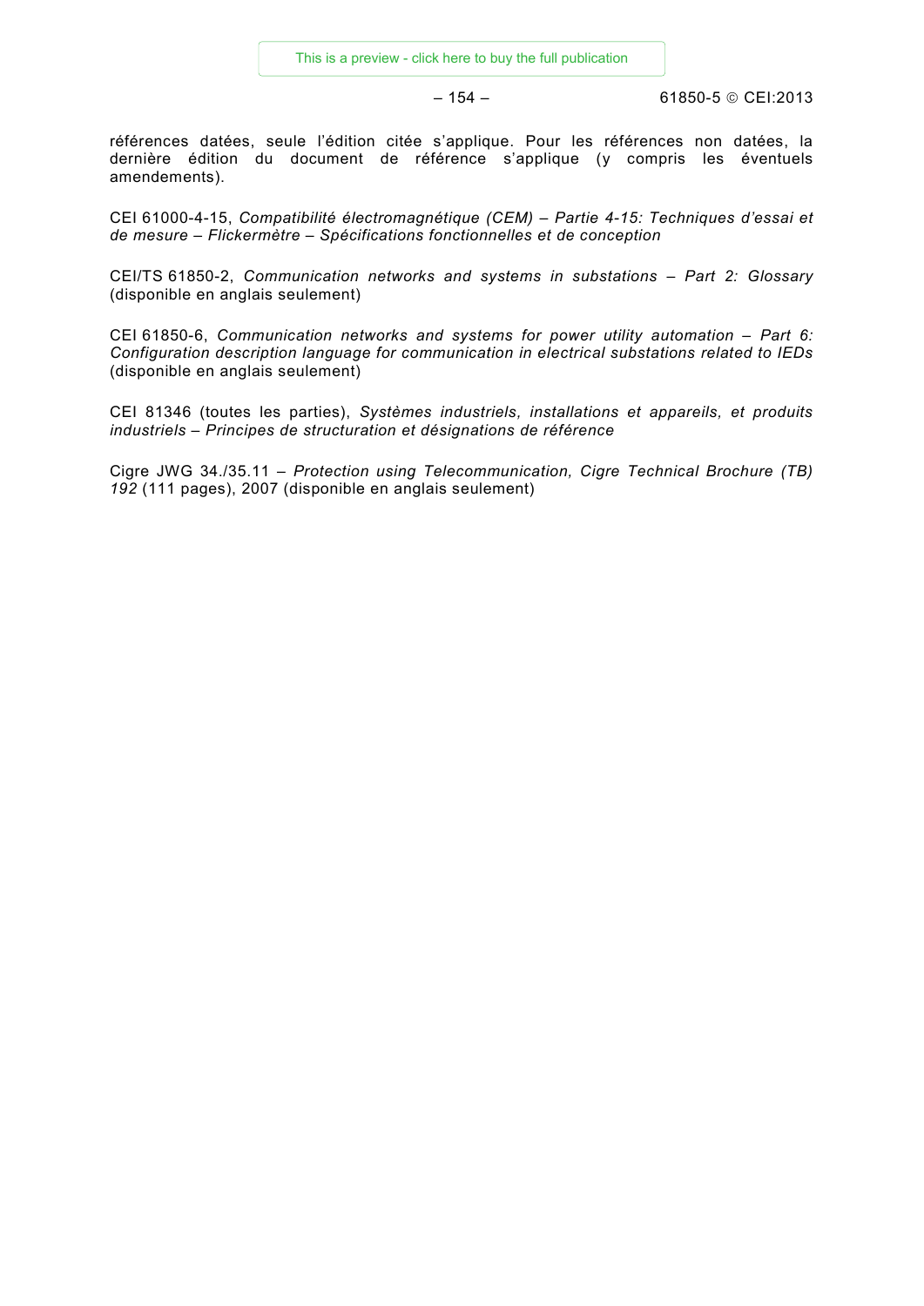références datées, seule l'édition citée s'applique. Pour les références non datées, la dernière édition du document de référence s'applique (y compris les éventuels amendements).

CEI 61000-4-15, *Compatibilité électromagnétique (CEM) – Partie 4-15: Techniques d'essai et de mesure – Flickermètre – Spécifications fonctionnelles et de conception*

CEI/TS 61850-2, *Communication networks and systems in substations – Part 2: Glossary* (disponible en anglais seulement)

CEI 61850-6, *Communication networks and systems for power utility automation – Part 6: Configuration description language for communication in electrical substations related to IEDs* (disponible en anglais seulement)

CEI 81346 (toutes les parties), *Systèmes industriels, installations et appareils, et produits industriels – Principes de structuration et désignations de référence*

Cigre JWG 34./35.11 – *Protection using Telecommunication, Cigre Technical Brochure (TB) 192* (111 pages), 2007 (disponible en anglais seulement)